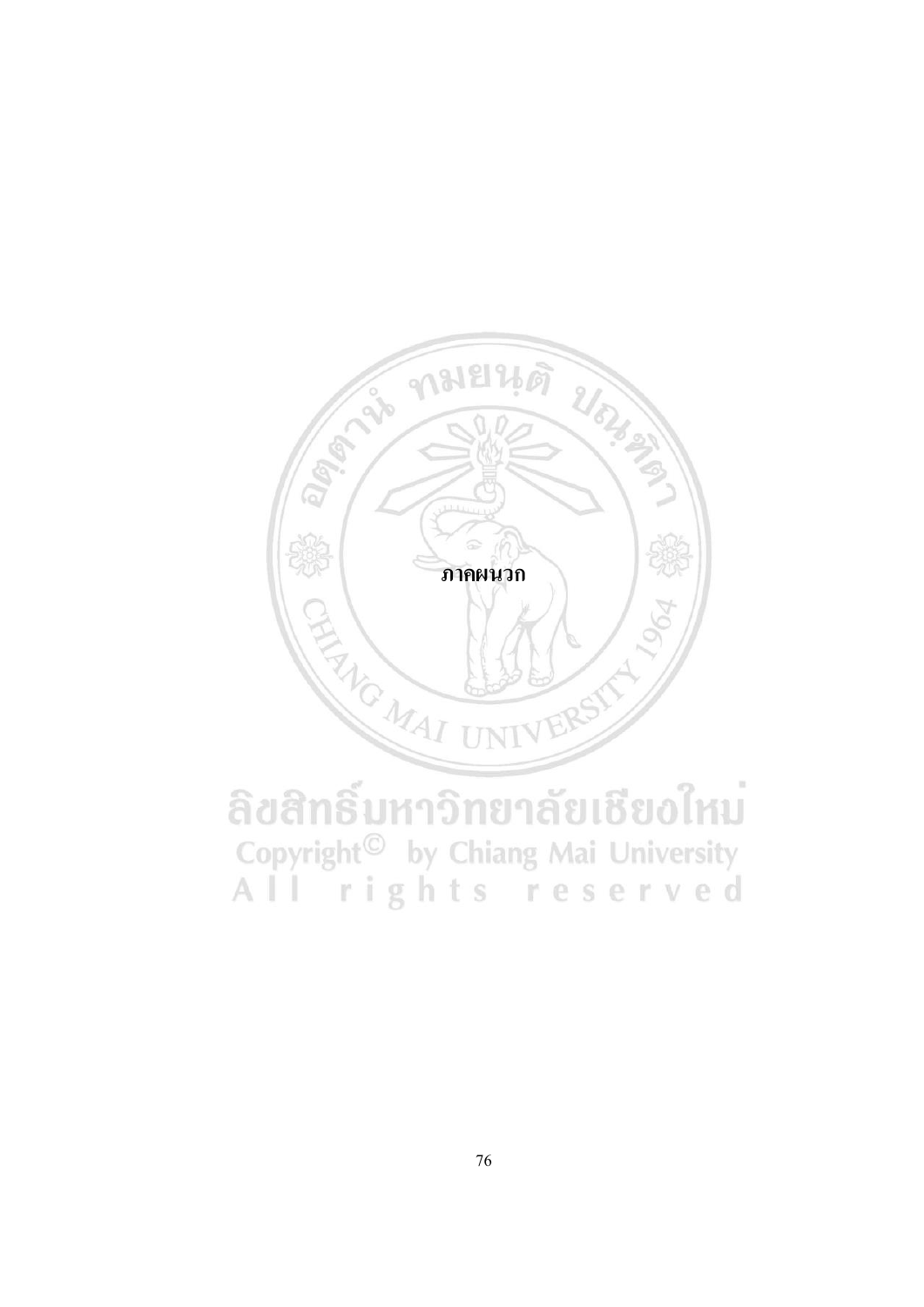# ภาคผนวก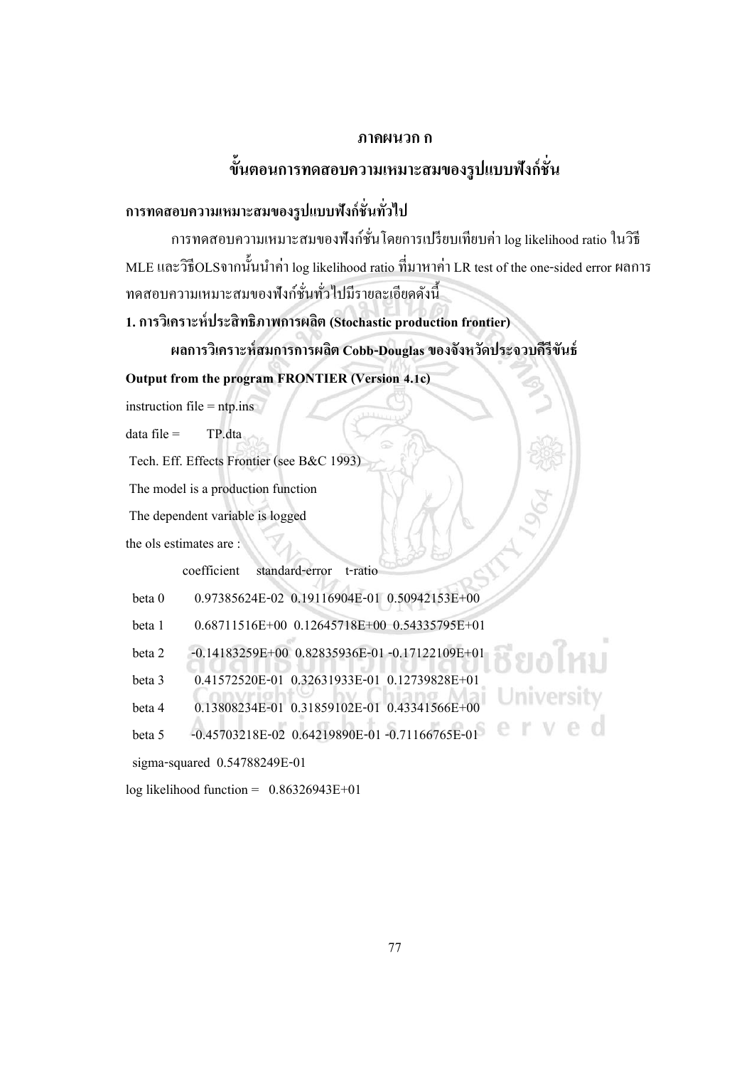# ภาคผนวก ก

## ขั้นตอนการทดสอบความเหมาะสมของรูปแบบฟังก์ชั่น

### การทดสอบความเหมาะสมของรูปแบบฟังก์ชั่นทั่วไป

การทดสอบความเหมาะสมของฟังก์ชั่นโดยการเปรียบเทียบค่า log likelihood ratio ในวิธี MLE และวิธีOLSจากนั้นนำค่า log likelihood ratio ที่มาหาค่า LR test of the one-sided error ผลการทดสอบความเหมาะสมของฟังก์ชั่นทั่วไปมีรายละเอียดดังนี้

**1. การวิเคราะห์ประสิทธิภาพการผลิต (Stochastic production frontier)**

**ผลการวิเคราะห์สมการการผลิต Cobb-Douglas ของจังหวัดประจวบคีรีขันธ์**

**Output from the program FRONTIER (Version 4.1c)**

```
instruction file = ntp.ins
data file =       TP.dta
 Tech. Eff. Effects Frontier (see B&C 1993)
 The model is a production function
 The dependent variable is logged
the ols estimates are :

            coefficient     standard-error    t-ratio

  beta 0      0.97385624E-02  0.19116904E-01  0.50942153E+00
  beta 1      0.68711516E+00  0.12645718E+00  0.54335795E+01
  beta 2     -0.14183259E+00  0.82835936E-01 -0.17122109E+01
  beta 3      0.41572520E-01  0.32631933E-01  0.12739828E+01
  beta 4      0.13808234E-01  0.31859102E-01  0.43341566E+00
  beta 5     -0.45703218E-02  0.64219890E-01 -0.71166765E-01
  sigma-squared  0.54788249E-01

log likelihood function =   0.86326943E+01
```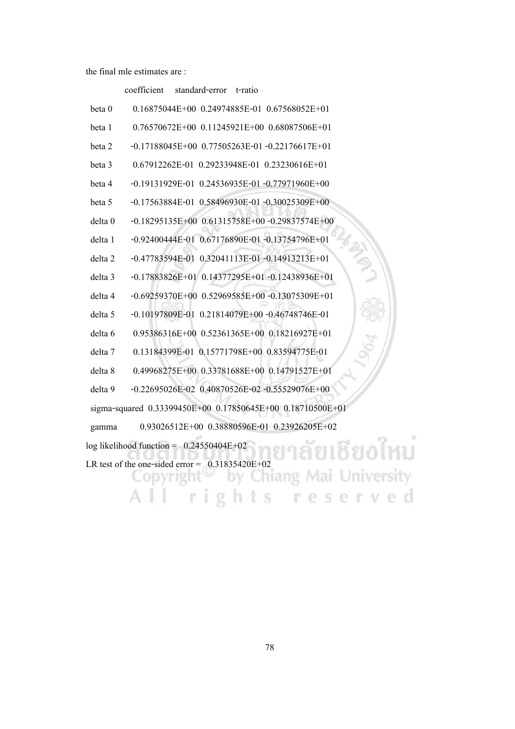the final mle estimates are :

| | coefficient | standard-error | t-ratio |
|---|---|---|---|
| beta 0 | 0.16875044E+00 | 0.24974885E-01 | 0.67568052E+01 |
| beta 1 | 0.76570672E+00 | 0.11245921E+00 | 0.68087506E+01 |
| beta 2 | -0.17188045E+00 | 0.77505263E-01 | -0.22176617E+01 |
| beta 3 | 0.67912262E-01 | 0.29233948E-01 | 0.23230616E+01 |
| beta 4 | -0.19131929E-01 | 0.24536935E-01 | -0.77971960E+00 |
| beta 5 | -0.17563884E-01 | 0.58496930E-01 | -0.30025309E+00 |
| delta 0 | -0.18295135E+00 | 0.61315758E+00 | -0.29837574E+00 |
| delta 1 | -0.92400444E-01 | 0.67176890E-01 | -0.13754796E+01 |
| delta 2 | -0.47783594E-01 | 0.32041113E-01 | -0.14913213E+01 |
| delta 3 | -0.17883826E+01 | 0.14377295E+01 | -0.12438936E+01 |
| delta 4 | -0.69259370E+00 | 0.52969585E+00 | -0.13075309E+01 |
| delta 5 | -0.10197809E-01 | 0.21814079E+00 | -0.46748746E-01 |
| delta 6 | 0.95386316E+00 | 0.52361365E+00 | 0.18216927E+01 |
| delta 7 | 0.13184399E-01 | 0.15771798E+00 | 0.83594775E-01 |
| delta 8 | 0.49968275E+00 | 0.33781688E+00 | 0.14791527E+01 |
| delta 9 | -0.22695026E-02 | 0.40870526E-02 | -0.55529076E+00 |
| sigma-squared | 0.33399450E+00 | 0.17850645E+00 | 0.18710500E+01 |
| gamma | 0.93026512E+00 | 0.38880596E-01 | 0.23926205E+02 |

log likelihood function = 0.24550404E+02

LR test of the one-sided error = 0.31835420E+02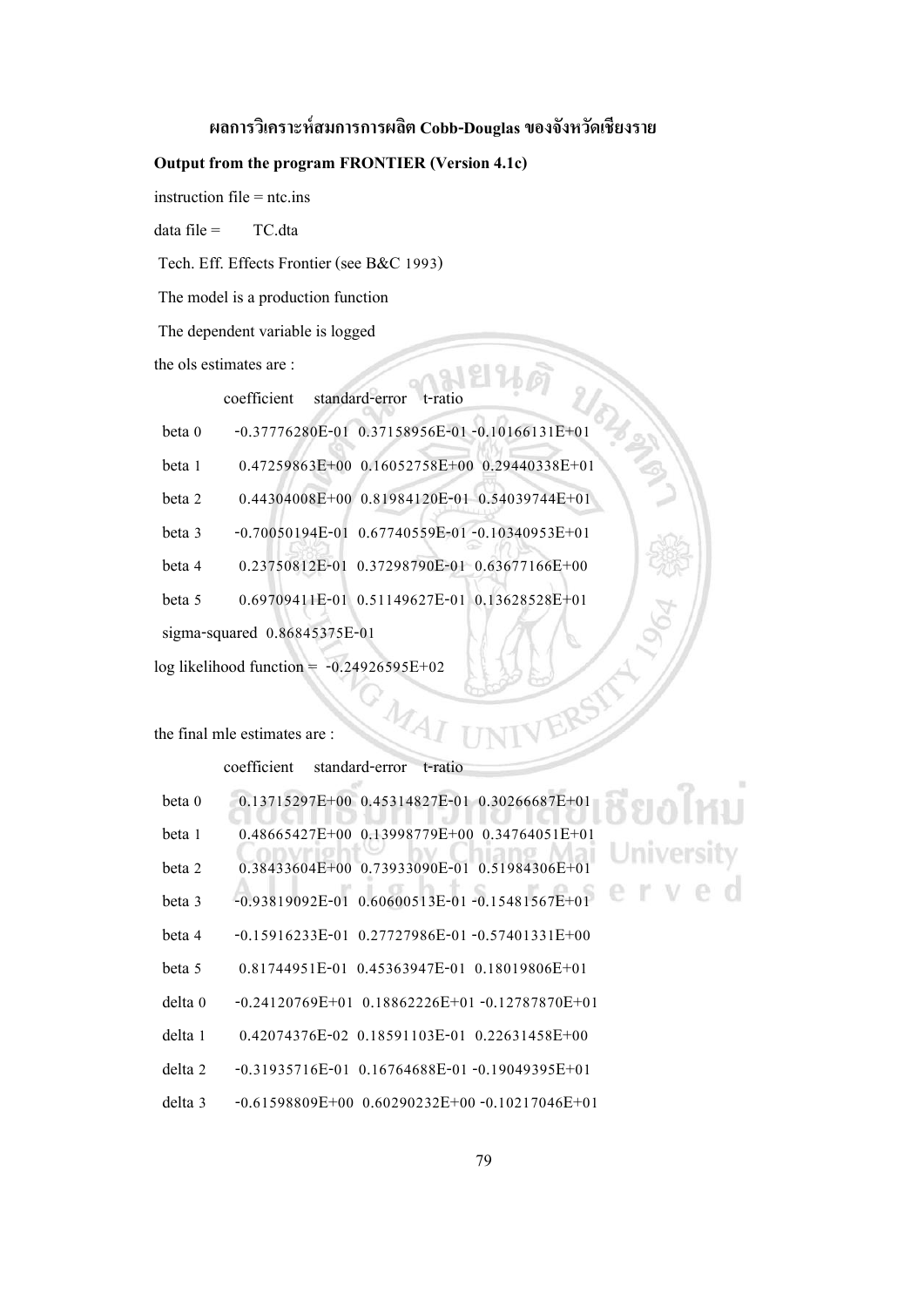## ผลการวิเคราะห์สมการการผลิต Cobb-Douglas ของจังหวัดเชียงราย

**Output from the program FRONTIER (Version 4.1c)**

instruction file = ntc.ins

data file = TC.dta

Tech. Eff. Effects Frontier (see B&C 1993)

The model is a production function

The dependent variable is logged

the ols estimates are :

| | coefficient | standard-error | t-ratio |
|---|---|---|---|
| beta 0 | -0.37776280E-01 | 0.37158956E-01 | -0.10166131E+01 |
| beta 1 | 0.47259863E+00 | 0.16052758E+00 | 0.29440338E+01 |
| beta 2 | 0.44304008E+00 | 0.81984120E-01 | 0.54039744E+01 |
| beta 3 | -0.70050194E-01 | 0.67740559E-01 | -0.10340953E+01 |
| beta 4 | 0.23750812E-01 | 0.37298790E-01 | 0.63677166E+00 |
| beta 5 | 0.69709411E-01 | 0.51149627E-01 | 0.13628528E+01 |

sigma-squared 0.86845375E-01

log likelihood function = -0.24926595E+02

the final mle estimates are :

| | coefficient | standard-error | t-ratio |
|---|---|---|---|
| beta 0 | 0.13715297E+00 | 0.45314827E-01 | 0.30266687E+01 |
| beta 1 | 0.48665427E+00 | 0.13998779E+00 | 0.34764051E+01 |
| beta 2 | 0.38433604E+00 | 0.73933090E-01 | 0.51984306E+01 |
| beta 3 | -0.93819092E-01 | 0.60600513E-01 | -0.15481567E+01 |
| beta 4 | -0.15916233E-01 | 0.27727986E-01 | -0.57401331E+00 |
| beta 5 | 0.81744951E-01 | 0.45363947E-01 | 0.18019806E+01 |
| delta 0 | -0.24120769E+01 | 0.18862226E+01 | -0.12787870E+01 |
| delta 1 | 0.42074376E-02 | 0.18591103E-01 | 0.22631458E+00 |
| delta 2 | -0.31935716E-01 | 0.16764688E-01 | -0.19049395E+01 |
| delta 3 | -0.61598809E+00 | 0.60290232E+00 | -0.10217046E+01 |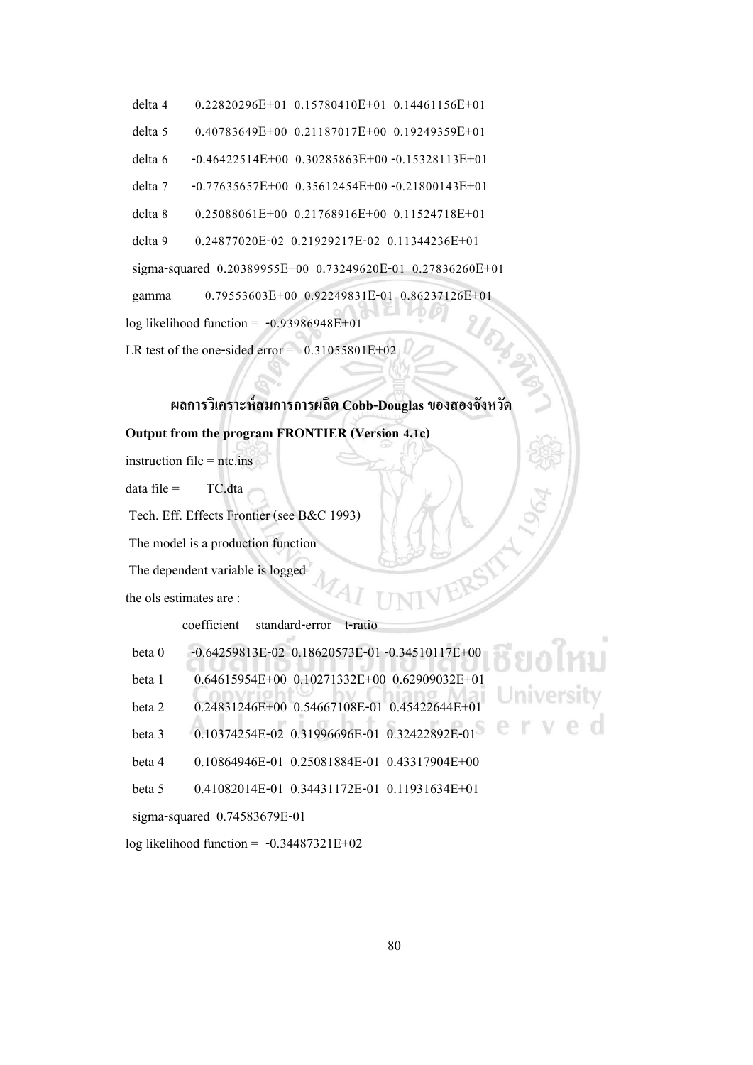| | | | |
|---|---|---|---|
| delta 4 | 0.22820296E+01 | 0.15780410E+01 | 0.14461156E+01 |
| delta 5 | 0.40783649E+00 | 0.21187017E+00 | 0.19249359E+01 |
| delta 6 | -0.46422514E+00 | 0.30285863E+00 | -0.15328113E+01 |
| delta 7 | -0.77635657E+00 | 0.35612454E+00 | -0.21800143E+01 |
| delta 8 | 0.25088061E+00 | 0.21768916E+00 | 0.11524718E+01 |
| delta 9 | 0.24877020E-02 | 0.21929217E-02 | 0.11344236E+01 |
| sigma-squared | 0.20389955E+00 | 0.73249620E-01 | 0.27836260E+01 |
| gamma | 0.79553603E+00 | 0.92249831E-01 | 0.86237126E+01 |

log likelihood function = -0.93986948E+01

LR test of the one-sided error = 0.31055801E+02

**ผลการวิเคราะห์สมการการผลิต Cobb-Douglas ของสองจังหวัด**

**Output from the program FRONTIER (Version 4.1c)**

instruction file = ntc.ins

data file = TC.dta

Tech. Eff. Effects Frontier (see B&C 1993)

The model is a production function

The dependent variable is logged

the ols estimates are :

| | coefficient | standard-error | t-ratio |
|---|---|---|---|
| beta 0 | -0.64259813E-02 | 0.18620573E-01 | -0.34510117E+00 |
| beta 1 | 0.64615954E+00 | 0.10271332E+00 | 0.62909032E+01 |
| beta 2 | 0.24831246E+00 | 0.54667108E-01 | 0.45422644E+01 |
| beta 3 | 0.10374254E-02 | 0.31996696E-01 | 0.32422892E-01 |
| beta 4 | 0.10864946E-01 | 0.25081884E-01 | 0.43317904E+00 |
| beta 5 | 0.41082014E-01 | 0.34431172E-01 | 0.11931634E+01 |

sigma-squared 0.74583679E-01

log likelihood function = -0.34487321E+02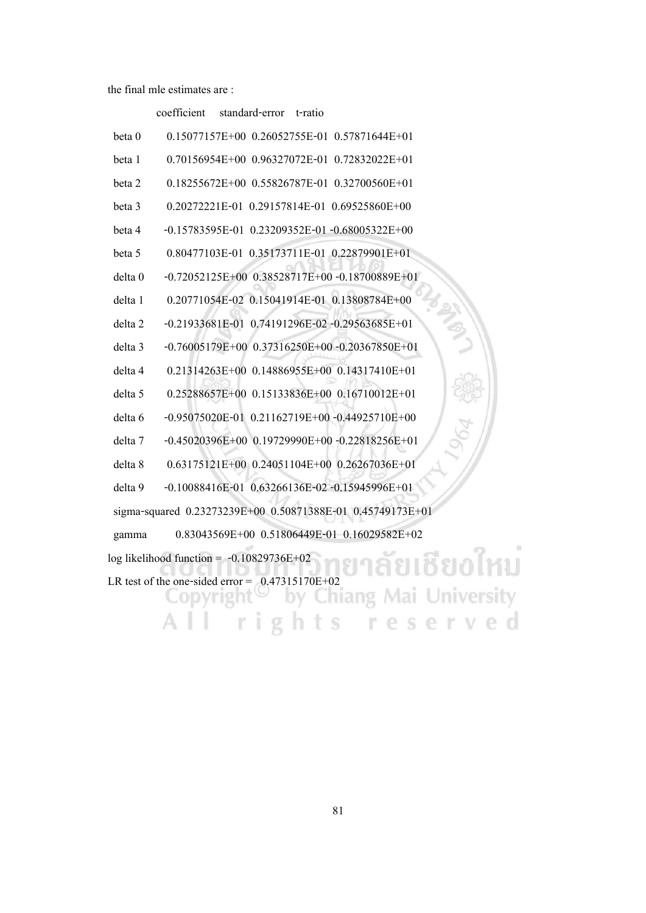the final mle estimates are :

| | coefficient | standard-error | t-ratio |
|---|---|---|---|
| beta 0 | 0.15077157E+00 | 0.26052755E-01 | 0.57871644E+01 |
| beta 1 | 0.70156954E+00 | 0.96327072E-01 | 0.72832022E+01 |
| beta 2 | 0.18255672E+00 | 0.55826787E-01 | 0.32700560E+01 |
| beta 3 | 0.20272221E-01 | 0.29157814E-01 | 0.69525860E+00 |
| beta 4 | -0.15783595E-01 | 0.23209352E-01 | -0.68005322E+00 |
| beta 5 | 0.80477103E-01 | 0.35173711E-01 | 0.22879901E+01 |
| delta 0 | -0.72052125E+00 | 0.38528717E+00 | -0.18700889E+01 |
| delta 1 | 0.20771054E-02 | 0.15041914E-01 | 0.13808784E+00 |
| delta 2 | -0.21933681E-01 | 0.74191296E-02 | -0.29563685E+01 |
| delta 3 | -0.76005179E+00 | 0.37316250E+00 | -0.20367850E+01 |
| delta 4 | 0.21314263E+00 | 0.14886955E+00 | 0.14317410E+01 |
| delta 5 | 0.25288657E+00 | 0.15133836E+00 | 0.16710012E+01 |
| delta 6 | -0.95075020E-01 | 0.21162719E+00 | -0.44925710E+00 |
| delta 7 | -0.45020396E+00 | 0.19729990E+00 | -0.22818256E+01 |
| delta 8 | 0.63175121E+00 | 0.24051104E+00 | 0.26267036E+01 |
| delta 9 | -0.10088416E-01 | 0.63266136E-02 | -0.15945996E+01 |
| sigma-squared | 0.23273239E+00 | 0.50871388E-01 | 0.45749173E+01 |
| gamma | 0.83043569E+00 | 0.51806449E-01 | 0.16029582E+02 |

log likelihood function = -0.10829736E+02

LR test of the one-sided error = 0.47315170E+02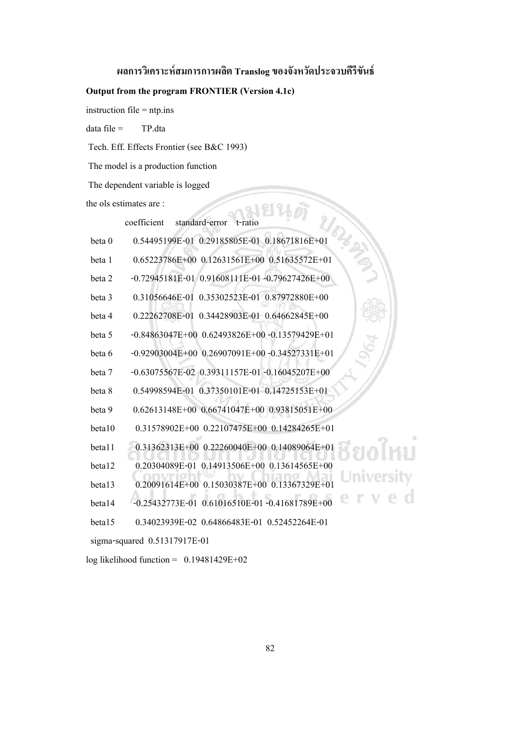### ผลการวิเคราะห์สมการการผลิต Translog ของจังหวัดประจวบคีรีขันธ์

**Output from the program FRONTIER (Version 4.1c)**

instruction file = ntp.ins

data file =   TP.dta

Tech. Eff. Effects Frontier (see B&C 1993)

The model is a production function

The dependent variable is logged

the ols estimates are :

|  | coefficient | standard-error | t-ratio |
|---|---|---|---|
| beta 0 | 0.54495199E-01 | 0.29185805E-01 | 0.18671816E+01 |
| beta 1 | 0.65223786E+00 | 0.12631561E+00 | 0.51635572E+01 |
| beta 2 | -0.72945181E-01 | 0.91608111E-01 | -0.79627426E+00 |
| beta 3 | 0.31056646E-01 | 0.35302523E-01 | 0.87972880E+00 |
| beta 4 | 0.22262708E-01 | 0.34428903E-01 | 0.64662845E+00 |
| beta 5 | -0.84863047E+00 | 0.62493826E+00 | -0.13579429E+01 |
| beta 6 | -0.92903004E+00 | 0.26907091E+00 | -0.34527331E+01 |
| beta 7 | -0.63075567E-02 | 0.39311157E-01 | -0.16045207E+00 |
| beta 8 | 0.54998594E-01 | 0.37350101E-01 | 0.14725153E+01 |
| beta 9 | 0.62613148E+00 | 0.66741047E+00 | 0.93815051E+00 |
| beta10 | 0.31578902E+00 | 0.22107475E+00 | 0.14284265E+01 |
| beta11 | 0.31362313E+00 | 0.22260040E+00 | 0.14089064E+01 |
| beta12 | 0.20304089E-01 | 0.14913506E+00 | 0.13614565E+00 |
| beta13 | 0.20091614E+00 | 0.15030387E+00 | 0.13367329E+01 |
| beta14 | -0.25432773E-01 | 0.61016510E-01 | -0.41681789E+00 |
| beta15 | 0.34023939E-02 | 0.64866483E-01 | 0.52452264E-01 |

sigma-squared 0.51317917E-01

log likelihood function = 0.19481429E+02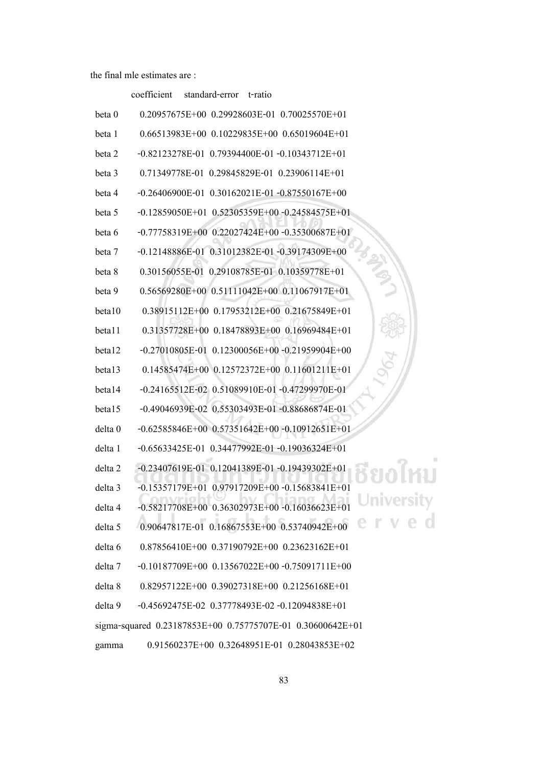the final mle estimates are :

| | coefficient | standard-error | t-ratio |
|---|---|---|---|
| beta 0 | 0.20957675E+00 | 0.29928603E-01 | 0.70025570E+01 |
| beta 1 | 0.66513983E+00 | 0.10229835E+00 | 0.65019604E+01 |
| beta 2 | -0.82123278E-01 | 0.79394400E-01 | -0.10343712E+01 |
| beta 3 | 0.71349778E-01 | 0.29845829E-01 | 0.23906114E+01 |
| beta 4 | -0.26406900E-01 | 0.30162021E-01 | -0.87550167E+00 |
| beta 5 | -0.12859050E+01 | 0.52305359E+00 | -0.24584575E+01 |
| beta 6 | -0.77758319E+00 | 0.22027424E+00 | -0.35300687E+01 |
| beta 7 | -0.12148886E-01 | 0.31012382E-01 | -0.39174309E+00 |
| beta 8 | 0.30156055E-01 | 0.29108785E-01 | 0.10359778E+01 |
| beta 9 | 0.56569280E+00 | 0.51111042E+00 | 0.11067917E+01 |
| beta10 | 0.38915112E+00 | 0.17953212E+00 | 0.21675849E+01 |
| beta11 | 0.31357728E+00 | 0.18478893E+00 | 0.16969484E+01 |
| beta12 | -0.27010805E-01 | 0.12300056E+00 | -0.21959904E+00 |
| beta13 | 0.14585474E+00 | 0.12572372E+00 | 0.11601211E+01 |
| beta14 | -0.24165512E-02 | 0.51089910E-01 | -0.47299970E-01 |
| beta15 | -0.49046939E-02 | 0.55303493E-01 | -0.88686874E-01 |
| delta 0 | -0.62585846E+00 | 0.57351642E+00 | -0.10912651E+01 |
| delta 1 | -0.65633425E-01 | 0.34477992E-01 | -0.19036324E+01 |
| delta 2 | -0.23407619E-01 | 0.12041389E-01 | -0.19439302E+01 |
| delta 3 | -0.15357179E+01 | 0.97917209E+00 | -0.15683841E+01 |
| delta 4 | -0.58217708E+00 | 0.36302973E+00 | -0.16036623E+01 |
| delta 5 | 0.90647817E-01 | 0.16867553E+00 | 0.53740942E+00 |
| delta 6 | 0.87856410E+00 | 0.37190792E+00 | 0.23623162E+01 |
| delta 7 | -0.10187709E+00 | 0.13567022E+00 | -0.75091711E+00 |
| delta 8 | 0.82957122E+00 | 0.39027318E+00 | 0.21256168E+01 |
| delta 9 | -0.45692475E-02 | 0.37778493E-02 | -0.12094838E+01 |
| sigma-squared | 0.23187853E+00 | 0.75775707E-01 | 0.30600642E+01 |
| gamma | 0.91560237E+00 | 0.32648951E-01 | 0.28043853E+02 |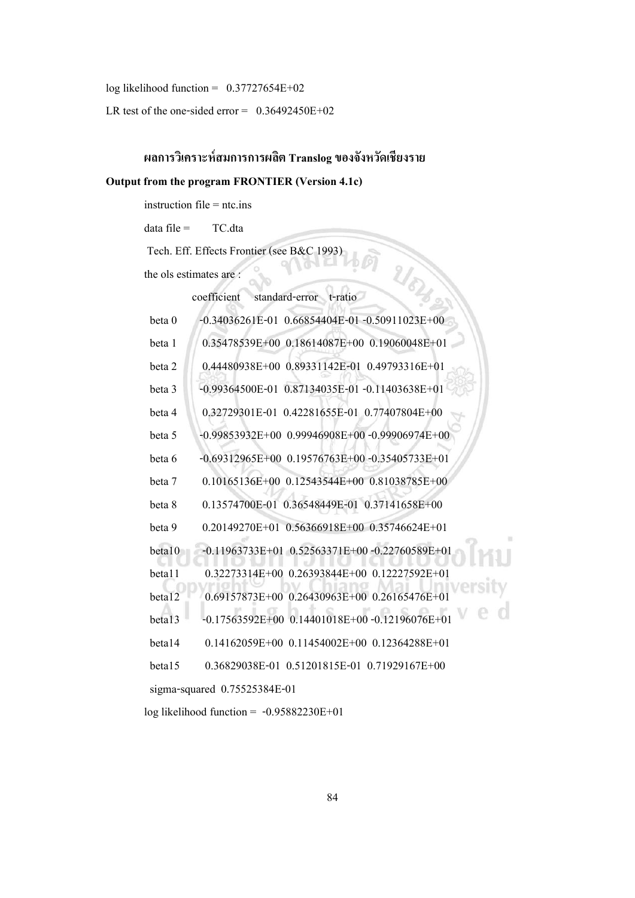log likelihood function = 0.37727654E+02

LR test of the one-sided error = 0.36492450E+02

### ผลการวิเคราะห์สมการการผลิต Translog ของจังหวัดเชียงราย

**Output from the program FRONTIER (Version 4.1c)**

instruction file = ntc.ins

data file = TC.dta

Tech. Eff. Effects Frontier (see B&C 1993)

the ols estimates are :

| | coefficient | standard-error | t-ratio |
|---|---|---|---|
| beta 0 | -0.34036261E-01 | 0.66854404E-01 | -0.50911023E+00 |
| beta 1 | 0.35478539E+00 | 0.18614087E+00 | 0.19060048E+01 |
| beta 2 | 0.44480938E+00 | 0.89331142E-01 | 0.49793316E+01 |
| beta 3 | -0.99364500E-01 | 0.87134035E-01 | -0.11403638E+01 |
| beta 4 | 0.32729301E-01 | 0.42281655E-01 | 0.77407804E+00 |
| beta 5 | -0.99853932E+00 | 0.99946908E+00 | -0.99906974E+00 |
| beta 6 | -0.69312965E+00 | 0.19576763E+00 | -0.35405733E+01 |
| beta 7 | 0.10165136E+00 | 0.12543544E+00 | 0.81038785E+00 |
| beta 8 | 0.13574700E-01 | 0.36548449E-01 | 0.37141658E+00 |
| beta 9 | 0.20149270E+01 | 0.56366918E+00 | 0.35746624E+01 |
| beta10 | -0.11963733E+01 | 0.52563371E+00 | -0.22760589E+01 |
| beta11 | 0.32273314E+00 | 0.26393844E+00 | 0.12227592E+01 |
| beta12 | 0.69157873E+00 | 0.26430963E+00 | 0.26165476E+01 |
| beta13 | -0.17563592E+00 | 0.14401018E+00 | -0.12196076E+01 |
| beta14 | 0.14162059E+00 | 0.11454002E+00 | 0.12364288E+01 |
| beta15 | 0.36829038E-01 | 0.51201815E-01 | 0.71929167E+00 |

sigma-squared 0.75525384E-01

log likelihood function = -0.95882230E+01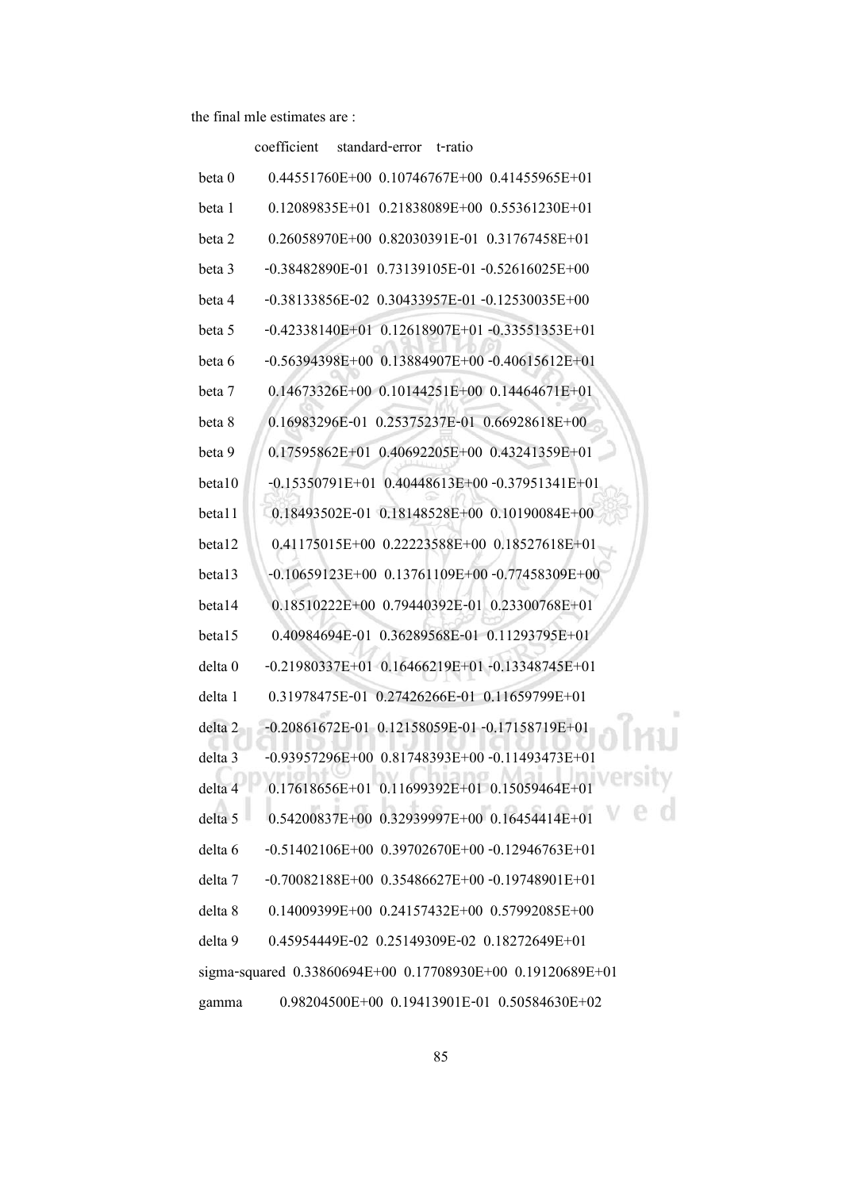the final mle estimates are :

| | coefficient | standard-error | t-ratio |
|---|---|---|---|
| beta 0 | 0.44551760E+00 | 0.10746767E+00 | 0.41455965E+01 |
| beta 1 | 0.12089835E+01 | 0.21838089E+00 | 0.55361230E+01 |
| beta 2 | 0.26058970E+00 | 0.82030391E-01 | 0.31767458E+01 |
| beta 3 | -0.38482890E-01 | 0.73139105E-01 | -0.52616025E+00 |
| beta 4 | -0.38133856E-02 | 0.30433957E-01 | -0.12530035E+00 |
| beta 5 | -0.42338140E+01 | 0.12618907E+01 | -0.33551353E+01 |
| beta 6 | -0.56394398E+00 | 0.13884907E+00 | -0.40615612E+01 |
| beta 7 | 0.14673326E+00 | 0.10144251E+00 | 0.14464671E+01 |
| beta 8 | 0.16983296E-01 | 0.25375237E-01 | 0.66928618E+00 |
| beta 9 | 0.17595862E+01 | 0.40692205E+00 | 0.43241359E+01 |
| beta10 | -0.15350791E+01 | 0.40448613E+00 | -0.37951341E+01 |
| beta11 | 0.18493502E-01 | 0.18148528E+00 | 0.10190084E+00 |
| beta12 | 0.41175015E+00 | 0.22223588E+00 | 0.18527618E+01 |
| beta13 | -0.10659123E+00 | 0.13761109E+00 | -0.77458309E+00 |
| beta14 | 0.18510222E+00 | 0.79440392E-01 | 0.23300768E+01 |
| beta15 | 0.40984694E-01 | 0.36289568E-01 | 0.11293795E+01 |
| delta 0 | -0.21980337E+01 | 0.16466219E+01 | -0.13348745E+01 |
| delta 1 | 0.31978475E-01 | 0.27426266E-01 | 0.11659799E+01 |
| delta 2 | -0.20861672E-01 | 0.12158059E-01 | -0.17158719E+01 |
| delta 3 | -0.93957296E+00 | 0.81748393E+00 | -0.11493473E+01 |
| delta 4 | 0.17618656E+01 | 0.11699392E+01 | 0.15059464E+01 |
| delta 5 | 0.54200837E+00 | 0.32939997E+00 | 0.16454414E+01 |
| delta 6 | -0.51402106E+00 | 0.39702670E+00 | -0.12946763E+01 |
| delta 7 | -0.70082188E+00 | 0.35486627E+00 | -0.19748901E+01 |
| delta 8 | 0.14009399E+00 | 0.24157432E+00 | 0.57992085E+00 |
| delta 9 | 0.45954449E-02 | 0.25149309E-02 | 0.18272649E+01 |
| sigma-squared | 0.33860694E+00 | 0.17708930E+00 | 0.19120689E+01 |
| gamma | 0.98204500E+00 | 0.19413901E-01 | 0.50584630E+02 |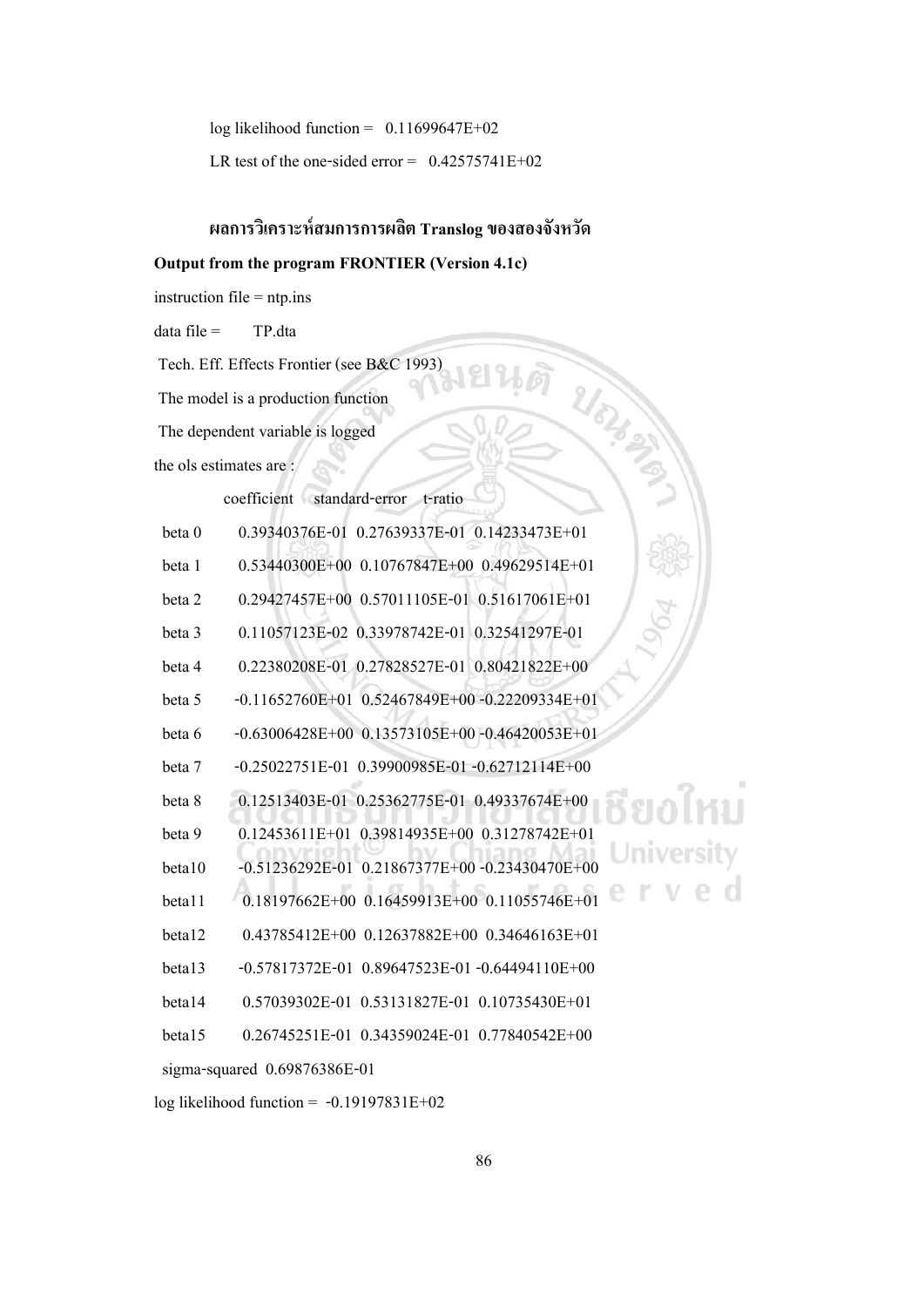log likelihood function = 0.11699647E+02

LR test of the one-sided error = 0.42575741E+02

### ผลการวิเคราะห์สมการการผลิต Translog ของสองจังหวัด

**Output from the program FRONTIER (Version 4.1c)**

instruction file = ntp.ins

data file = TP.dta

Tech. Eff. Effects Frontier (see B&C 1993)

The model is a production function

The dependent variable is logged

the ols estimates are :

| | coefficient | standard-error | t-ratio |
|---|---|---|---|
| beta 0 | 0.39340376E-01 | 0.27639337E-01 | 0.14233473E+01 |
| beta 1 | 0.53440300E+00 | 0.10767847E+00 | 0.49629514E+01 |
| beta 2 | 0.29427457E+00 | 0.57011105E-01 | 0.51617061E+01 |
| beta 3 | 0.11057123E-02 | 0.33978742E-01 | 0.32541297E-01 |
| beta 4 | 0.22380208E-01 | 0.27828527E-01 | 0.80421822E+00 |
| beta 5 | -0.11652760E+01 | 0.52467849E+00 | -0.22209334E+01 |
| beta 6 | -0.63006428E+00 | 0.13573105E+00 | -0.46420053E+01 |
| beta 7 | -0.25022751E-01 | 0.39900985E-01 | -0.62712114E+00 |
| beta 8 | 0.12513403E-01 | 0.25362775E-01 | 0.49337674E+00 |
| beta 9 | 0.12453611E+01 | 0.39814935E+00 | 0.31278742E+01 |
| beta10 | -0.51236292E-01 | 0.21867377E+00 | -0.23430470E+00 |
| beta11 | 0.18197662E+00 | 0.16459913E+00 | 0.11055746E+01 |
| beta12 | 0.43785412E+00 | 0.12637882E+00 | 0.34646163E+01 |
| beta13 | -0.57817372E-01 | 0.89647523E-01 | -0.64494110E+00 |
| beta14 | 0.57039302E-01 | 0.53131827E-01 | 0.10735430E+01 |
| beta15 | 0.26745251E-01 | 0.34359024E-01 | 0.77840542E+00 |

sigma-squared 0.69876386E-01

log likelihood function = -0.19197831E+02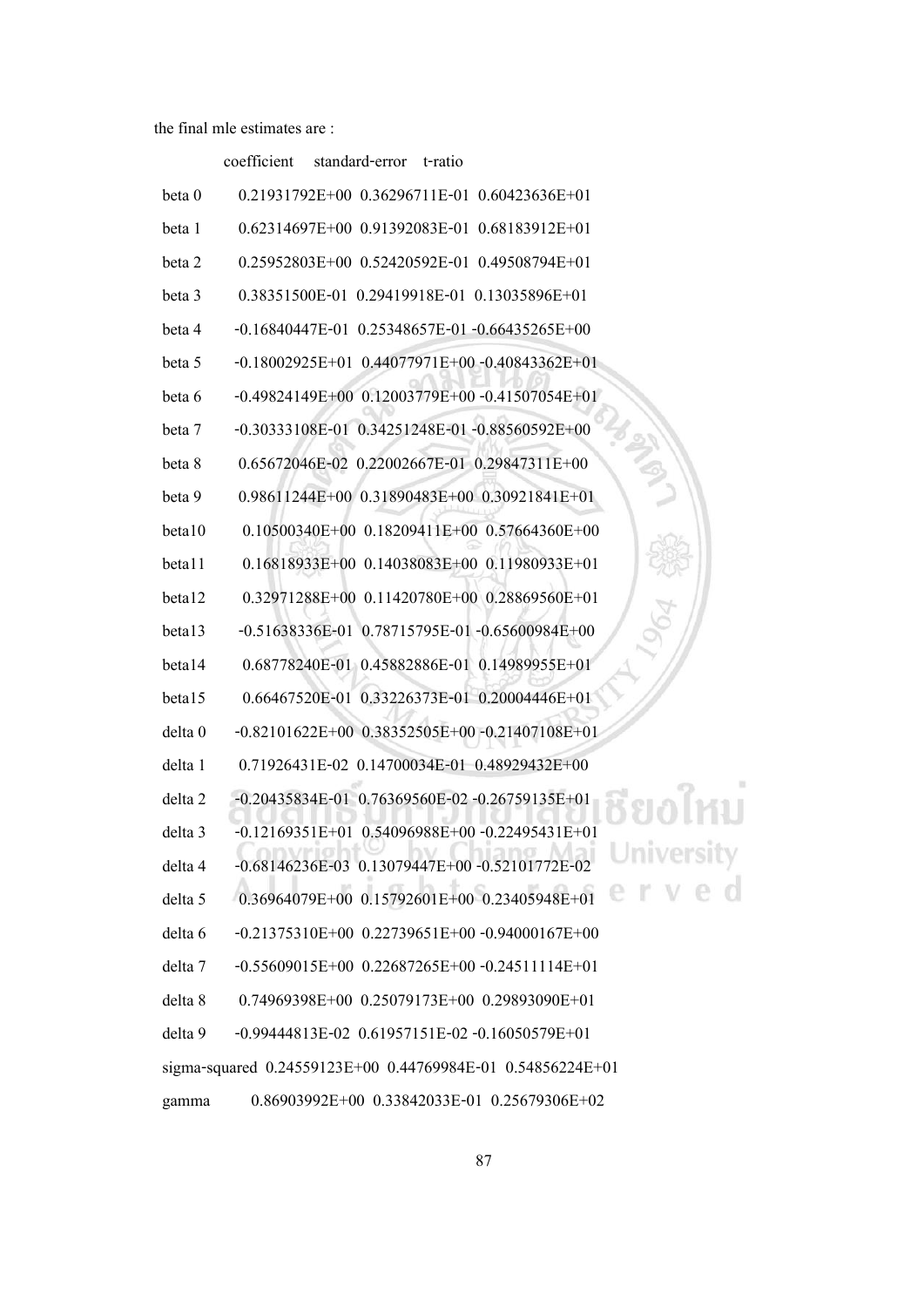the final mle estimates are :

| | coefficient | standard-error | t-ratio |
|---|---|---|---|
| beta 0 | 0.21931792E+00 | 0.36296711E-01 | 0.60423636E+01 |
| beta 1 | 0.62314697E+00 | 0.91392083E-01 | 0.68183912E+01 |
| beta 2 | 0.25952803E+00 | 0.52420592E-01 | 0.49508794E+01 |
| beta 3 | 0.38351500E-01 | 0.29419918E-01 | 0.13035896E+01 |
| beta 4 | -0.16840447E-01 | 0.25348657E-01 | -0.66435265E+00 |
| beta 5 | -0.18002925E+01 | 0.44077971E+00 | -0.40843362E+01 |
| beta 6 | -0.49824149E+00 | 0.12003779E+00 | -0.41507054E+01 |
| beta 7 | -0.30333108E-01 | 0.34251248E-01 | -0.88560592E+00 |
| beta 8 | 0.65672046E-02 | 0.22002667E-01 | 0.29847311E+00 |
| beta 9 | 0.98611244E+00 | 0.31890483E+00 | 0.30921841E+01 |
| beta10 | 0.10500340E+00 | 0.18209411E+00 | 0.57664360E+00 |
| beta11 | 0.16818933E+00 | 0.14038083E+00 | 0.11980933E+01 |
| beta12 | 0.32971288E+00 | 0.11420780E+00 | 0.28869560E+01 |
| beta13 | -0.51638336E-01 | 0.78715795E-01 | -0.65600984E+00 |
| beta14 | 0.68778240E-01 | 0.45882886E-01 | 0.14989955E+01 |
| beta15 | 0.66467520E-01 | 0.33226373E-01 | 0.20004446E+01 |
| delta 0 | -0.82101622E+00 | 0.38352505E+00 | -0.21407108E+01 |
| delta 1 | 0.71926431E-02 | 0.14700034E-01 | 0.48929432E+00 |
| delta 2 | -0.20435834E-01 | 0.76369560E-02 | -0.26759135E+01 |
| delta 3 | -0.12169351E+01 | 0.54096988E+00 | -0.22495431E+01 |
| delta 4 | -0.68146236E-03 | 0.13079447E+00 | -0.52101772E-02 |
| delta 5 | 0.36964079E+00 | 0.15792601E+00 | 0.23405948E+01 |
| delta 6 | -0.21375310E+00 | 0.22739651E+00 | -0.94000167E+00 |
| delta 7 | -0.55609015E+00 | 0.22687265E+00 | -0.24511114E+01 |
| delta 8 | 0.74969398E+00 | 0.25079173E+00 | 0.29893090E+01 |
| delta 9 | -0.99444813E-02 | 0.61957151E-02 | -0.16050579E+01 |
| sigma-squared | 0.24559123E+00 | 0.44769984E-01 | 0.54856224E+01 |
| gamma | 0.86903992E+00 | 0.33842033E-01 | 0.25679306E+02 |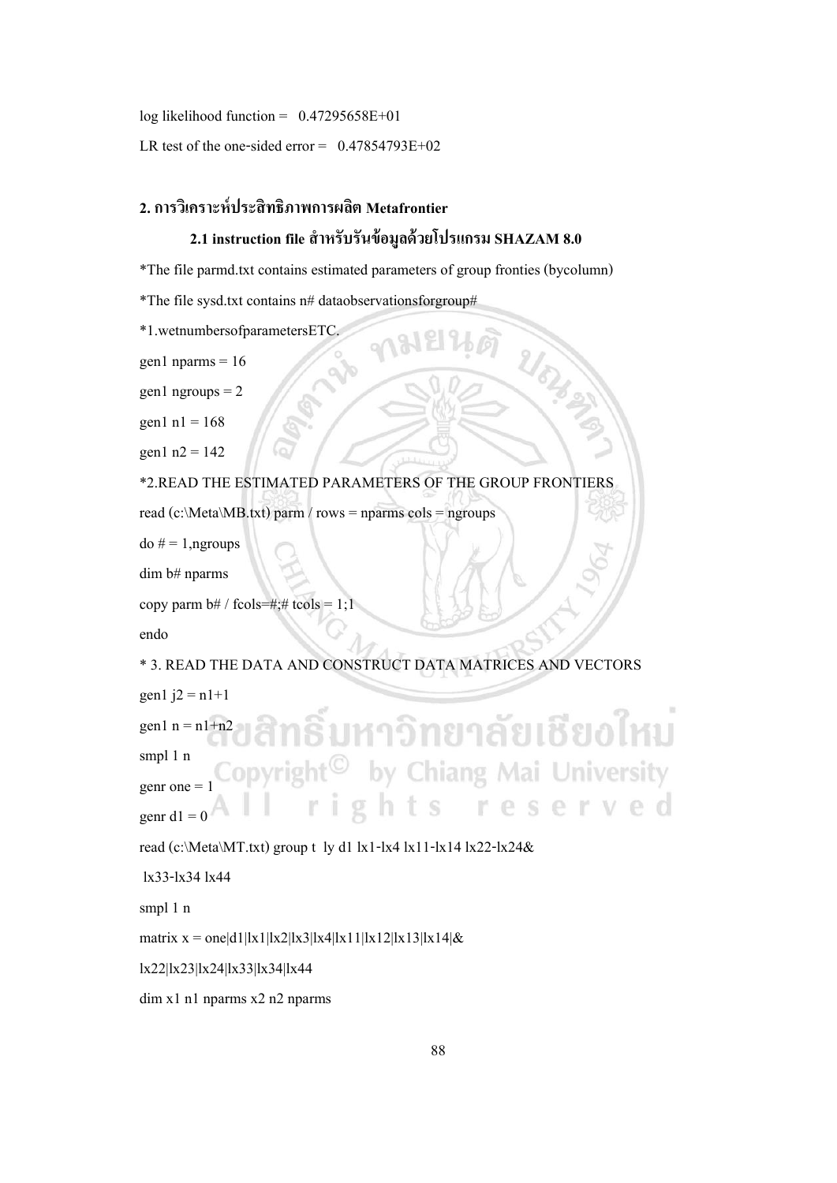log likelihood function =   0.47295658E+01

LR test of the one-sided error =   0.47854793E+02

## 2. การวิเคราะห์ประสิทธิภาพการผลิต Metafrontier

### 2.1 instruction file สำหรับรันข้อมูลด้วยโปรแกรม SHAZAM 8.0

```
*The file parmd.txt contains estimated parameters of group fronties (bycolumn)
*The file sysd.txt contains n# dataobservationsforgroup#
*1.wetnumbersofparametersETC.
gen1 nparms = 16
gen1 ngroups = 2
gen1 n1 = 168
gen1 n2 = 142
*2.READ THE ESTIMATED PARAMETERS OF THE GROUP FRONTIERS
read (c:\Meta\MB.txt) parm / rows = nparms cols = ngroups
do # = 1,ngroups
dim b# nparms
copy parm b# / fcols=#;# tcols = 1;1
endo
* 3. READ THE DATA AND CONSTRUCT DATA MATRICES AND VECTORS
gen1 j2 = n1+1
gen1 n = n1+n2
smpl 1 n
genr one = 1
genr d1 = 0
read (c:\Meta\MT.txt) group t  ly d1 lx1-lx4 lx11-lx14 lx22-lx24&
 lx33-lx34 lx44
smpl 1 n
matrix x = one|d1|lx1|lx2|lx3|lx4|lx11|lx12|lx13|lx14|&
lx22|lx23|lx24|lx33|lx34|lx44
dim x1 n1 nparms x2 n2 nparms
```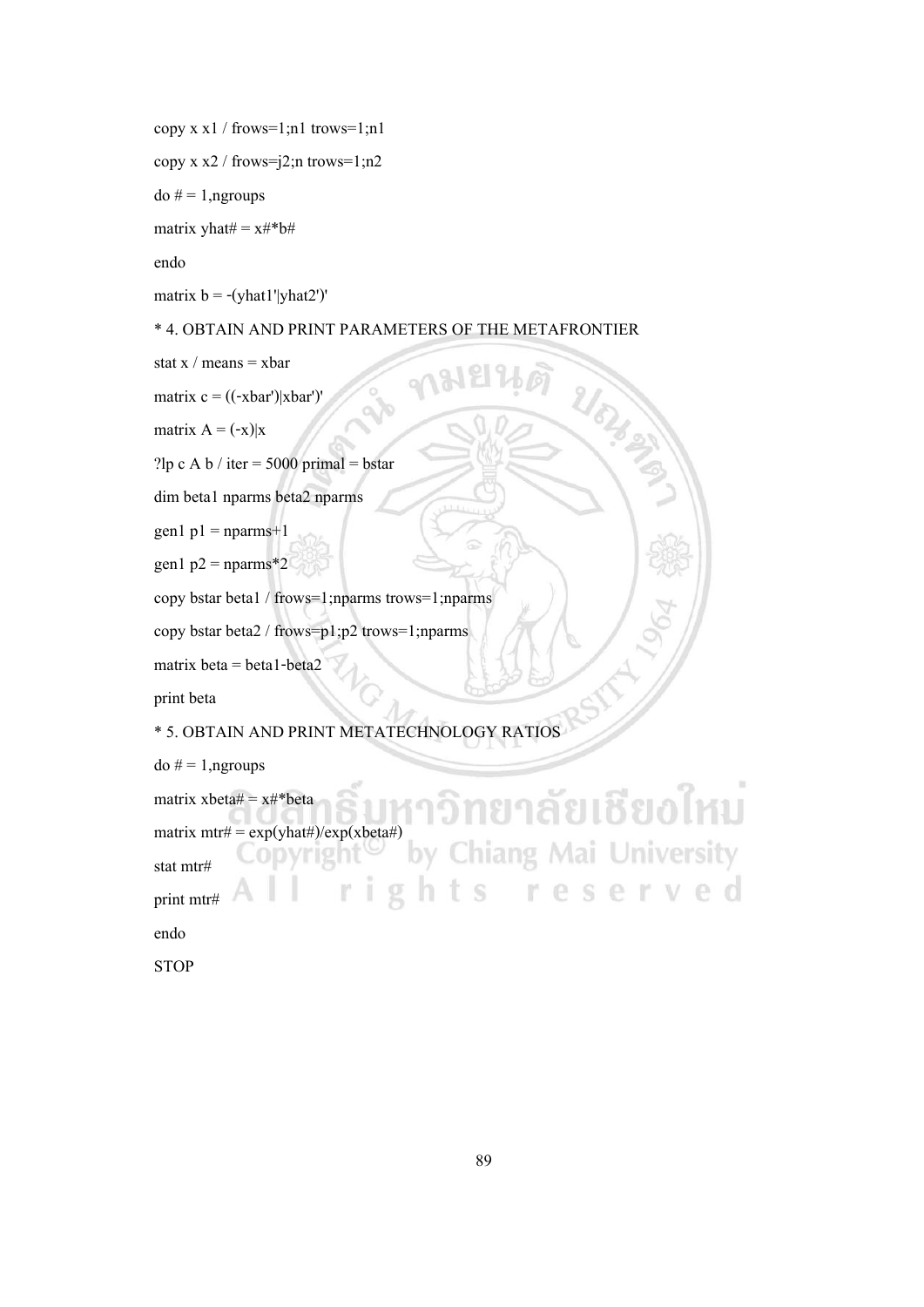```
copy x x1 / frows=1;n1 trows=1;n1
copy x x2 / frows=j2;n trows=1;n2
do # = 1,ngroups
matrix yhat# = x#*b#
endo
matrix b = -(yhat1'|yhat2')'
* 4. OBTAIN AND PRINT PARAMETERS OF THE METAFRONTIER
stat x / means = xbar
matrix c = ((-xbar')|xbar')'
matrix A = (-x)|x
?lp c A b / iter = 5000 primal = bstar
dim beta1 nparms beta2 nparms
gen1 p1 = nparms+1
gen1 p2 = nparms*2
copy bstar beta1 / frows=1;nparms trows=1;nparms
copy bstar beta2 / frows=p1;p2 trows=1;nparms
matrix beta = beta1-beta2
print beta
* 5. OBTAIN AND PRINT METATECHNOLOGY RATIOS
do # = 1,ngroups
matrix xbeta# = x#*beta
matrix mtr# = exp(yhat#)/exp(xbeta#)
stat mtr#
print mtr#
endo
STOP
```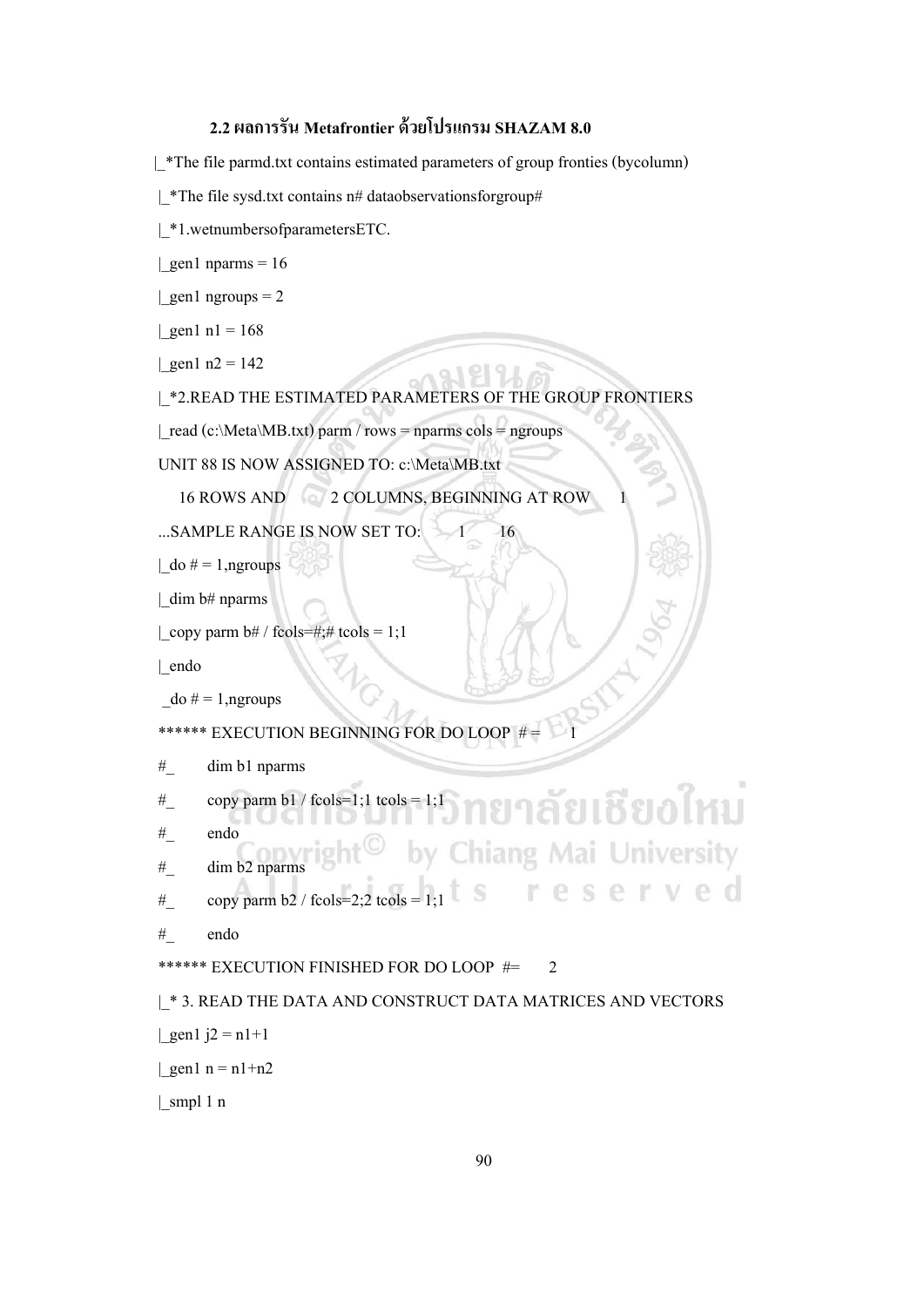### 2.2 ผลการรัน Metafrontier ด้วยโปรแกรม SHAZAM 8.0

```
|_*The file parmd.txt contains estimated parameters of group fronties (bycolumn)
|_*The file sysd.txt contains n# dataobservationsforgroup#
|_*1.wetnumbersofparametersETC.
|_gen1 nparms = 16
|_gen1 ngroups = 2
|_gen1 n1 = 168
|_gen1 n2 = 142
|_*2.READ THE ESTIMATED PARAMETERS OF THE GROUP FRONTIERS
|_read (c:\Meta\MB.txt) parm / rows = nparms cols = ngroups
UNIT 88 IS NOW ASSIGNED TO: c:\Meta\MB.txt
   16 ROWS AND      2 COLUMNS, BEGINNING AT ROW      1
...SAMPLE RANGE IS NOW SET TO:      1      16
|_do # = 1,ngroups
|_dim b# nparms
|_copy parm b# / fcols=#;# tcols = 1;1
|_endo
 _do # = 1,ngroups
****** EXECUTION BEGINNING FOR DO LOOP  # =      1
#_      dim b1 nparms
#_      copy parm b1 / fcols=1;1 tcols = 1;1
#_      endo
#_      dim b2 nparms
#_      copy parm b2 / fcols=2;2 tcols = 1;1
#_      endo
****** EXECUTION FINISHED FOR DO LOOP  #=      2
|_* 3. READ THE DATA AND CONSTRUCT DATA MATRICES AND VECTORS
|_gen1 j2 = n1+1
|_gen1 n = n1+n2
|_smpl 1 n
```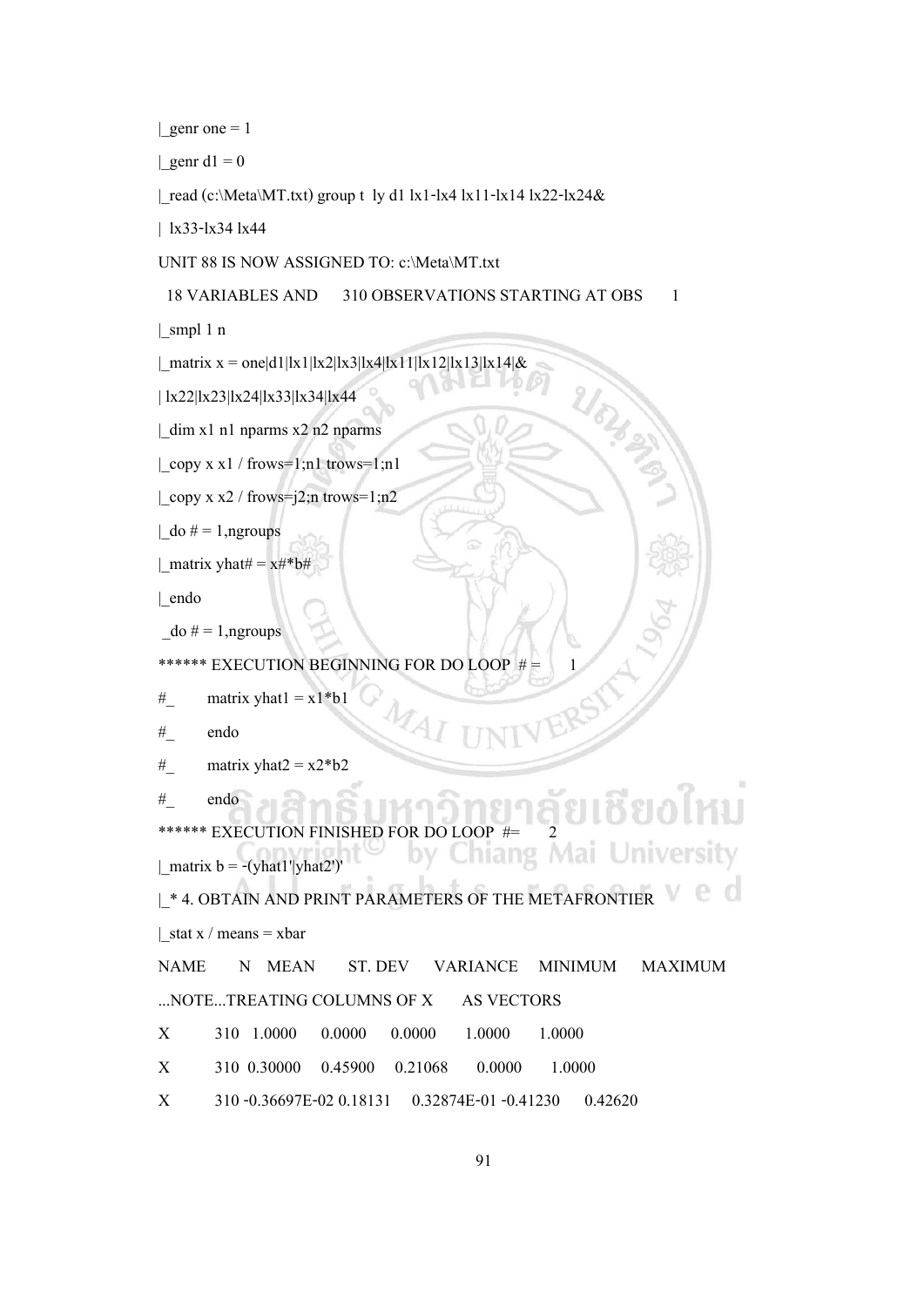```
|_genr one = 1
|_genr d1 = 0
|_read (c:\Meta\MT.txt) group t  ly d1 lx1-lx4 lx11-lx14 lx22-lx24&
|  lx33-lx34 lx44
UNIT 88 IS NOW ASSIGNED TO: c:\Meta\MT.txt
  18 VARIABLES AND      310 OBSERVATIONS STARTING AT OBS       1
|_smpl 1 n
|_matrix x = one|d1|lx1|lx2|lx3|lx4|lx11|lx12|lx13|lx14|&
| lx22|lx23|lx24|lx33|lx34|lx44
|_dim x1 n1 nparms x2 n2 nparms
|_copy x x1 / frows=1;n1 trows=1;n1
|_copy x x2 / frows=j2;n trows=1;n2
|_do # = 1,ngroups
|_matrix yhat# = x#*b#
|_endo
 _do # = 1,ngroups
****** EXECUTION BEGINNING FOR DO LOOP  # =       1
#_      matrix yhat1 = x1*b1
#_      endo
#_      matrix yhat2 = x2*b2
#_      endo
****** EXECUTION FINISHED FOR DO LOOP  #=       2
|_matrix b = -(yhat1'|yhat2')'
|_* 4. OBTAIN AND PRINT PARAMETERS OF THE METAFRONTIER
|_stat x / means = xbar
NAME        N   MEAN        ST. DEV      VARIANCE     MINIMUM      MAXIMUM
...NOTE...TREATING COLUMNS OF X       AS VECTORS
X          310   1.0000      0.0000      0.0000       1.0000       1.0000
X          310  0.30000     0.45900     0.21068       0.0000       1.0000
X          310 -0.36697E-02 0.18131     0.32874E-01 -0.41230      0.42620
```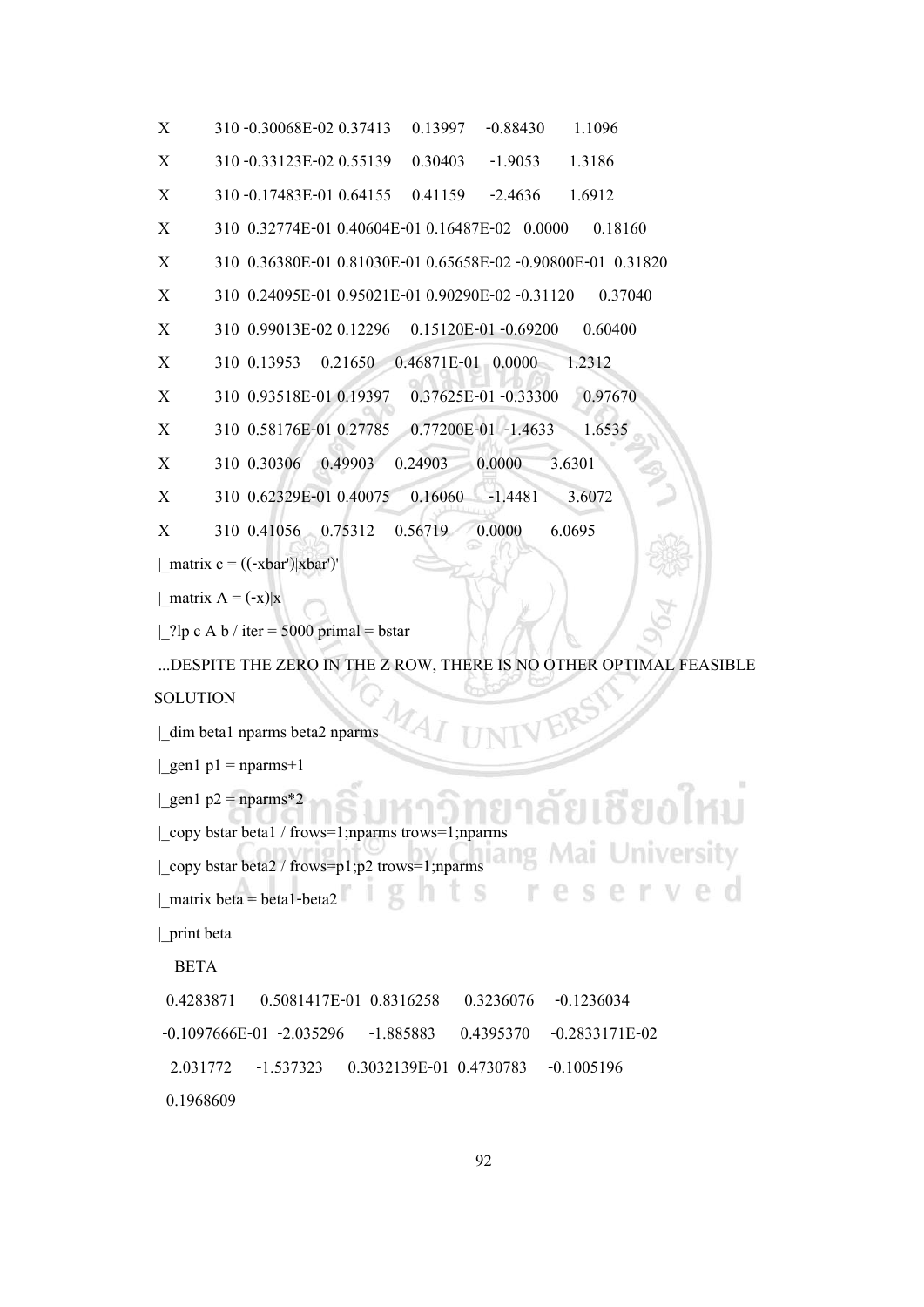```
X        310 -0.30068E-02 0.37413     0.13997     -0.88430      1.1096
X        310 -0.33123E-02 0.55139     0.30403     -1.9053       1.3186
X        310 -0.17483E-01 0.64155     0.41159     -2.4636       1.6912
X        310  0.32774E-01 0.40604E-01 0.16487E-02  0.0000       0.18160
X        310  0.36380E-01 0.81030E-01 0.65658E-02 -0.90800E-01  0.31820
X        310  0.24095E-01 0.95021E-01 0.90290E-02 -0.31120      0.37040
X        310  0.99013E-02 0.12296     0.15120E-01 -0.69200      0.60400
X        310  0.13953     0.21650     0.46871E-01  0.0000       1.2312
X        310  0.93518E-01 0.19397     0.37625E-01 -0.33300      0.97670
X        310  0.58176E-01 0.27785     0.77200E-01 -1.4633       1.6535
X        310  0.30306     0.49903     0.24903      0.0000       3.6301
X        310  0.62329E-01 0.40075     0.16060     -1.4481       3.6072
X        310  0.41056     0.75312     0.56719      0.0000       6.0695
|_matrix c = ((-xbar')|xbar')'
|_matrix A = (-x)|x
|_?lp c A b / iter = 5000 primal = bstar
...DESPITE THE ZERO IN THE Z ROW, THERE IS NO OTHER OPTIMAL FEASIBLE
SOLUTION
|_dim beta1 nparms beta2 nparms
|_gen1 p1 = nparms+1
|_gen1 p2 = nparms*2
|_copy bstar beta1 / frows=1;nparms trows=1;nparms
|_copy bstar beta2 / frows=p1;p2 trows=1;nparms
|_matrix beta = beta1-beta2
|_print beta
   BETA
 0.4283871     0.5081417E-01  0.8316258     0.3236076     -0.1236034
-0.1097666E-01 -2.035296     -1.885883      0.4395370     -0.2833171E-02
 2.031772     -1.537323      0.3032139E-01  0.4730783     -0.1005196
 0.1968609
```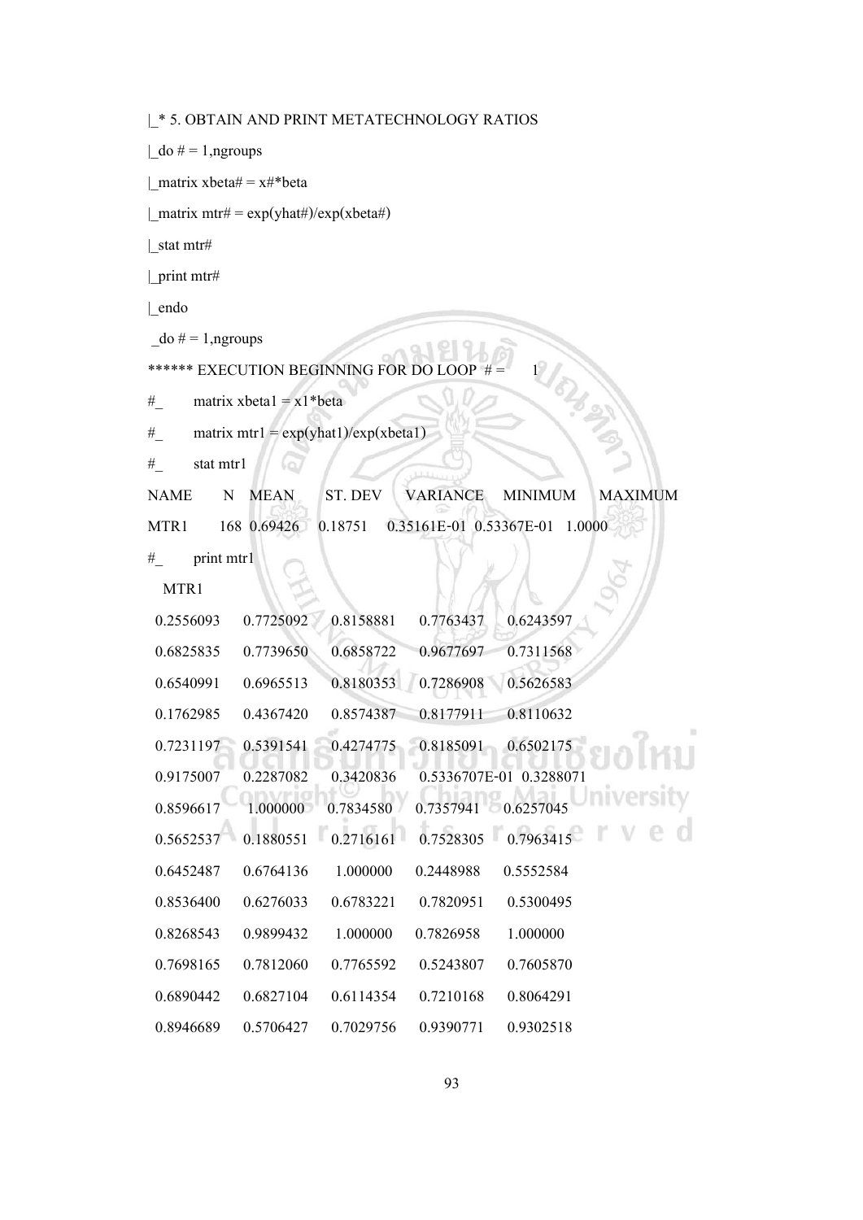```
|_* 5. OBTAIN AND PRINT METATECHNOLOGY RATIOS
|_do # = 1,ngroups
|_matrix xbeta# = x#*beta
|_matrix mtr# = exp(yhat#)/exp(xbeta#)
|_stat mtr#
|_print mtr#
|_endo
 _do # = 1,ngroups
****** EXECUTION BEGINNING FOR DO LOOP  # =     1
#_     matrix xbeta1 = x1*beta
#_     matrix mtr1 = exp(yhat1)/exp(xbeta1)
#_     stat mtr1
NAME      N   MEAN      ST. DEV     VARIANCE     MINIMUM      MAXIMUM
MTR1     168  0.69426   0.18751    0.35161E-01  0.53367E-01  1.0000
#_     print mtr1
  MTR1
  0.2556093    0.7725092    0.8158881    0.7763437    0.6243597
  0.6825835    0.7739650    0.6858722    0.9677697    0.7311568
  0.6540991    0.6965513    0.8180353    0.7286908    0.5626583
  0.1762985    0.4367420    0.8574387    0.8177911    0.8110632
  0.7231197    0.5391541    0.4274775    0.8185091    0.6502175
  0.9175007    0.2287082    0.3420836    0.5336707E-01 0.3288071
  0.8596617    1.000000     0.7834580    0.7357941    0.6257045
  0.5652537    0.1880551    0.2716161    0.7528305    0.7963415
  0.6452487    0.6764136    1.000000     0.2448988    0.5552584
  0.8536400    0.6276033    0.6783221    0.7820951    0.5300495
  0.8268543    0.9899432    1.000000     0.7826958    1.000000
  0.7698165    0.7812060    0.7765592    0.5243807    0.7605870
  0.6890442    0.6827104    0.6114354    0.7210168    0.8064291
  0.8946689    0.5706427    0.7029756    0.9390771    0.9302518
```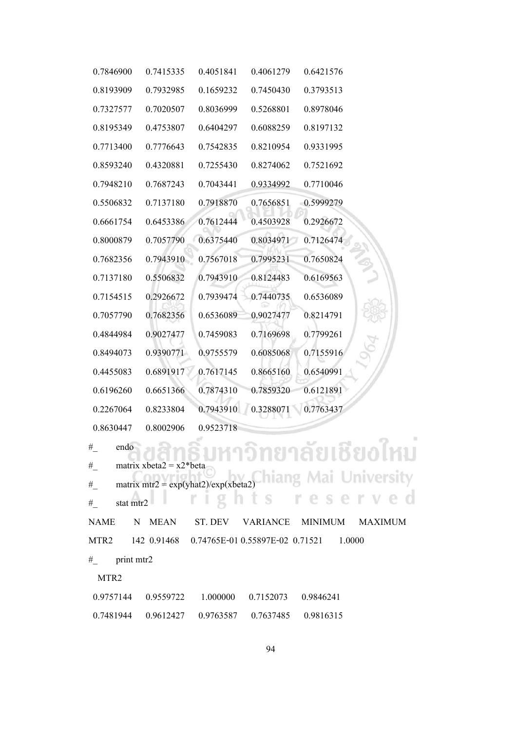```
  0.7846900    0.7415335    0.4051841    0.4061279    0.6421576
  0.8193909    0.7932985    0.1659232    0.7450430    0.3793513
  0.7327577    0.7020507    0.8036999    0.5268801    0.8978046
  0.8195349    0.4753807    0.6404297    0.6088259    0.8197132
  0.7713400    0.7776643    0.7542835    0.8210954    0.9331995
  0.8593240    0.4320881    0.7255430    0.8274062    0.7521692
  0.7948210    0.7687243    0.7043441    0.9334992    0.7710046
  0.5506832    0.7137180    0.7918870    0.7656851    0.5999279
  0.6661754    0.6453386    0.7612444    0.4503928    0.2926672
  0.8000879    0.7057790    0.6375440    0.8034971    0.7126474
  0.7682356    0.7943910    0.7567018    0.7995231    0.7650824
  0.7137180    0.5506832    0.7943910    0.8124483    0.6169563
  0.7154515    0.2926672    0.7939474    0.7440735    0.6536089
  0.7057790    0.7682356    0.6536089    0.9027477    0.8214791
  0.4844984    0.9027477    0.7459083    0.7169698    0.7799261
  0.8494073    0.9390771    0.9755579    0.6085068    0.7155916
  0.4455083    0.6891917    0.7617145    0.8665160    0.6540991
  0.6196260    0.6651366    0.7874310    0.7859320    0.6121891
  0.2267064    0.8233804    0.7943910    0.3288071    0.7763437
  0.8630447    0.8002906    0.9523718
#_    endo
#_    matrix xbeta2 = x2*beta
#_    matrix mtr2 = exp(yhat2)/exp(xbeta2)
#_    stat mtr2
NAME        N    MEAN       ST. DEV      VARIANCE     MINIMUM     MAXIMUM
MTR2      142  0.91468   0.74765E-01 0.55897E-02  0.71521      1.0000
#_    print mtr2
  MTR2
  0.9757144    0.9559722    1.000000     0.7152073    0.9846241
  0.7481944    0.9612427    0.9763587    0.7637485    0.9816315
```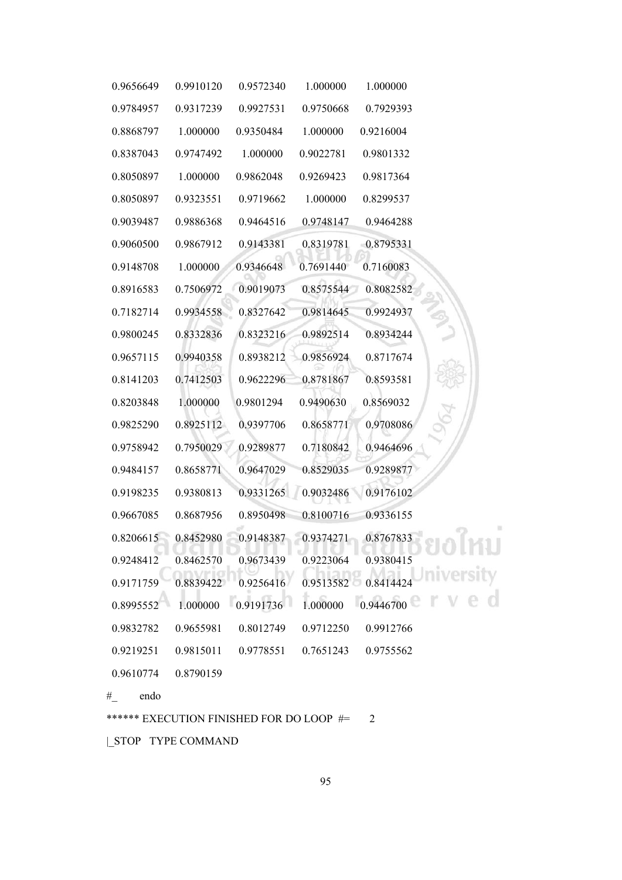```
0.9656649   0.9910120   0.9572340   1.000000    1.000000
0.9784957   0.9317239   0.9927531   0.9750668   0.7929393
0.8868797   1.000000    0.9350484   1.000000    0.9216004
0.8387043   0.9747492   1.000000    0.9022781   0.9801332
0.8050897   1.000000    0.9862048   0.9269423   0.9817364
0.8050897   0.9323551   0.9719662   1.000000    0.8299537
0.9039487   0.9886368   0.9464516   0.9748147   0.9464288
0.9060500   0.9867912   0.9143381   0.8319781   0.8795331
0.9148708   1.000000    0.9346648   0.7691440   0.7160083
0.8916583   0.7506972   0.9019073   0.8575544   0.8082582
0.7182714   0.9934558   0.8327642   0.9814645   0.9924937
0.9800245   0.8332836   0.8323216   0.9892514   0.8934244
0.9657115   0.9940358   0.8938212   0.9856924   0.8717674
0.8141203   0.7412503   0.9622296   0.8781867   0.8593581
0.8203848   1.000000    0.9801294   0.9490630   0.8569032
0.9825290   0.8925112   0.9397706   0.8658771   0.9708086
0.9758942   0.7950029   0.9289877   0.7180842   0.9464696
0.9484157   0.8658771   0.9647029   0.8529035   0.9289877
0.9198235   0.9380813   0.9331265   0.9032486   0.9176102
0.9667085   0.8687956   0.8950498   0.8100716   0.9336155
0.8206615   0.8452980   0.9148387   0.9374271   0.8767833
0.9248412   0.8462570   0.9673439   0.9223064   0.9380415
0.9171759   0.8839422   0.9256416   0.9513582   0.8414424
0.8995552   1.000000    0.9191736   1.000000    0.9446700
0.9832782   0.9655981   0.8012749   0.9712250   0.9912766
0.9219251   0.9815011   0.9778551   0.7651243   0.9755562
0.9610774   0.8790159
#_   endo
****** EXECUTION FINISHED FOR DO LOOP #=    2
|_STOP   TYPE COMMAND
```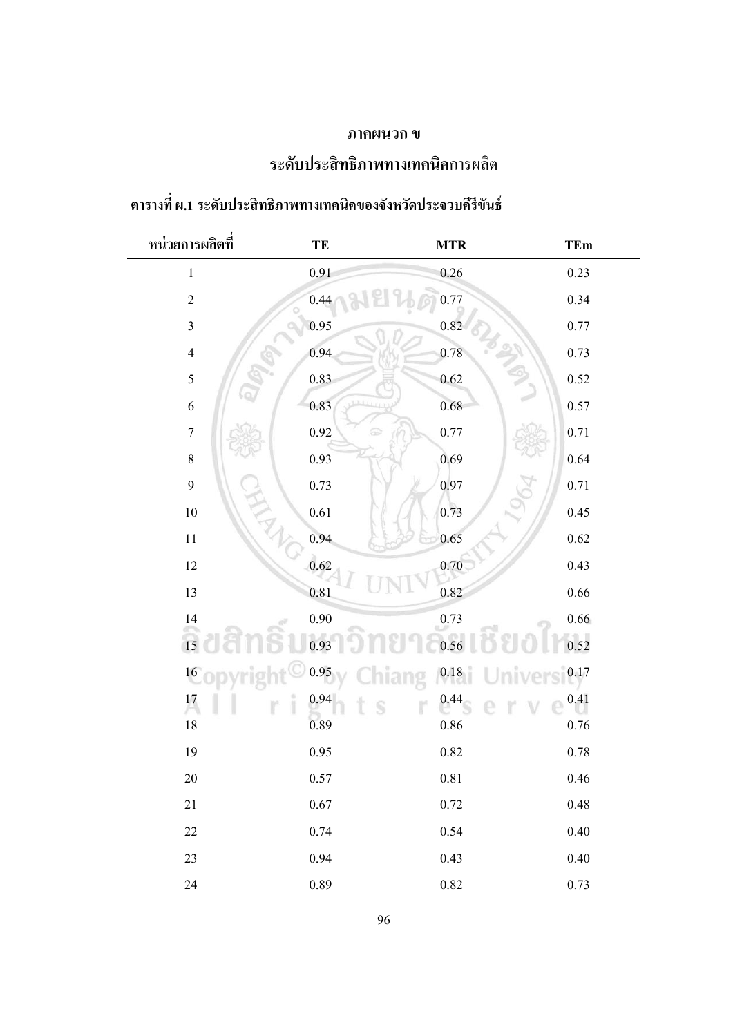# ภาคผนวก ข

## ระดับประสิทธิภาพทางเทคนิคการผลิต

**ตารางที่ ผ.1 ระดับประสิทธิภาพทางเทคนิคของจังหวัดประจวบคีรีขันธ์**

| หน่วยการผลิตที่ | TE | MTR | TEm |
|---|---|---|---|
| 1 | 0.91 | 0.26 | 0.23 |
| 2 | 0.44 | 0.77 | 0.34 |
| 3 | 0.95 | 0.82 | 0.77 |
| 4 | 0.94 | 0.78 | 0.73 |
| 5 | 0.83 | 0.62 | 0.52 |
| 6 | 0.83 | 0.68 | 0.57 |
| 7 | 0.92 | 0.77 | 0.71 |
| 8 | 0.93 | 0.69 | 0.64 |
| 9 | 0.73 | 0.97 | 0.71 |
| 10 | 0.61 | 0.73 | 0.45 |
| 11 | 0.94 | 0.65 | 0.62 |
| 12 | 0.62 | 0.70 | 0.43 |
| 13 | 0.81 | 0.82 | 0.66 |
| 14 | 0.90 | 0.73 | 0.66 |
| 15 | 0.93 | 0.56 | 0.52 |
| 16 | 0.95 | 0.18 | 0.17 |
| 17 | 0.94 | 0.44 | 0.41 |
| 18 | 0.89 | 0.86 | 0.76 |
| 19 | 0.95 | 0.82 | 0.78 |
| 20 | 0.57 | 0.81 | 0.46 |
| 21 | 0.67 | 0.72 | 0.48 |
| 22 | 0.74 | 0.54 | 0.40 |
| 23 | 0.94 | 0.43 | 0.40 |
| 24 | 0.89 | 0.82 | 0.73 |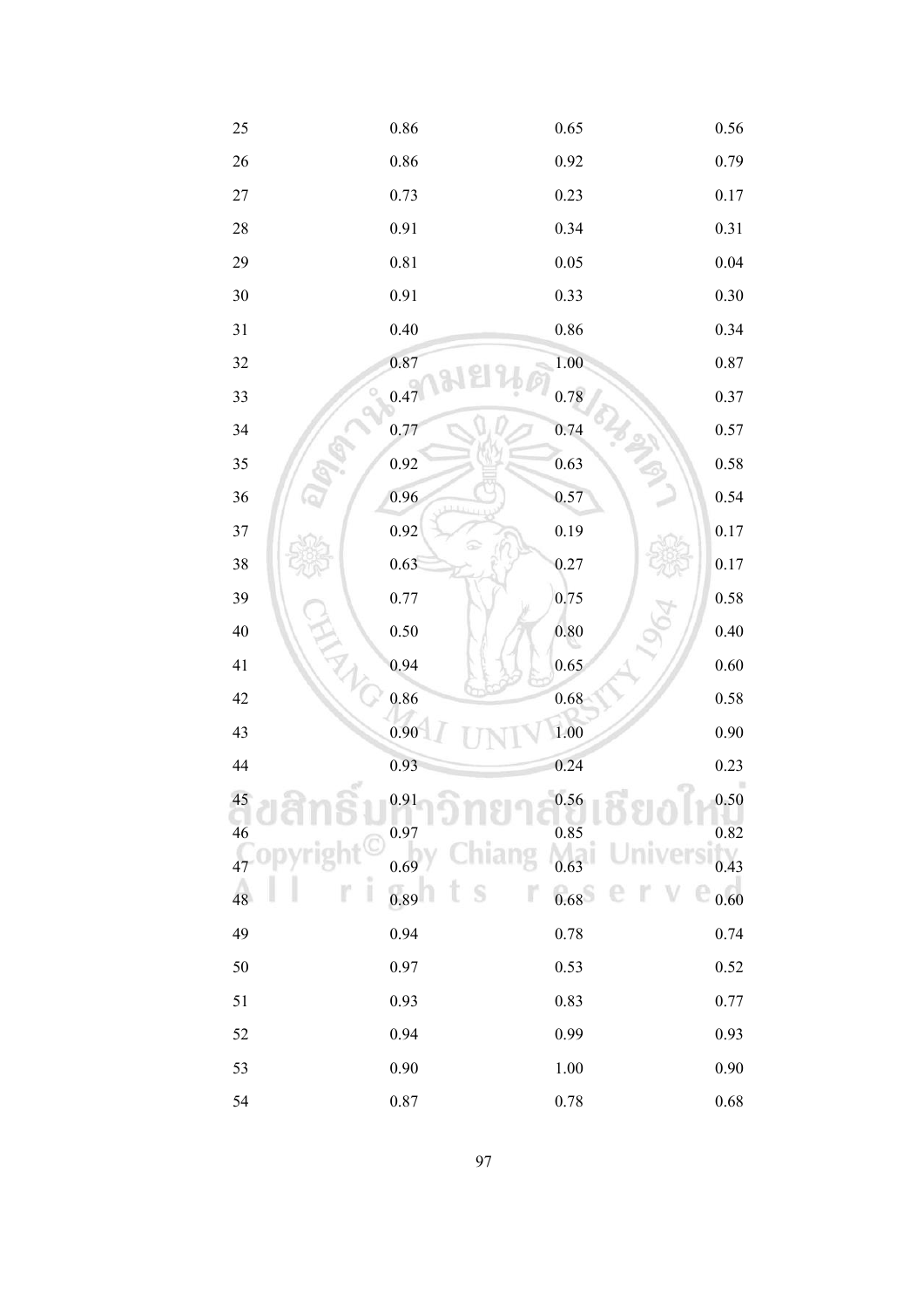| | | | |
|---|---|---|---|
| 25 | 0.86 | 0.65 | 0.56 |
| 26 | 0.86 | 0.92 | 0.79 |
| 27 | 0.73 | 0.23 | 0.17 |
| 28 | 0.91 | 0.34 | 0.31 |
| 29 | 0.81 | 0.05 | 0.04 |
| 30 | 0.91 | 0.33 | 0.30 |
| 31 | 0.40 | 0.86 | 0.34 |
| 32 | 0.87 | 1.00 | 0.87 |
| 33 | 0.47 | 0.78 | 0.37 |
| 34 | 0.77 | 0.74 | 0.57 |
| 35 | 0.92 | 0.63 | 0.58 |
| 36 | 0.96 | 0.57 | 0.54 |
| 37 | 0.92 | 0.19 | 0.17 |
| 38 | 0.63 | 0.27 | 0.17 |
| 39 | 0.77 | 0.75 | 0.58 |
| 40 | 0.50 | 0.80 | 0.40 |
| 41 | 0.94 | 0.65 | 0.60 |
| 42 | 0.86 | 0.68 | 0.58 |
| 43 | 0.90 | 1.00 | 0.90 |
| 44 | 0.93 | 0.24 | 0.23 |
| 45 | 0.91 | 0.56 | 0.50 |
| 46 | 0.97 | 0.85 | 0.82 |
| 47 | 0.69 | 0.63 | 0.43 |
| 48 | 0.89 | 0.68 | 0.60 |
| 49 | 0.94 | 0.78 | 0.74 |
| 50 | 0.97 | 0.53 | 0.52 |
| 51 | 0.93 | 0.83 | 0.77 |
| 52 | 0.94 | 0.99 | 0.93 |
| 53 | 0.90 | 1.00 | 0.90 |
| 54 | 0.87 | 0.78 | 0.68 |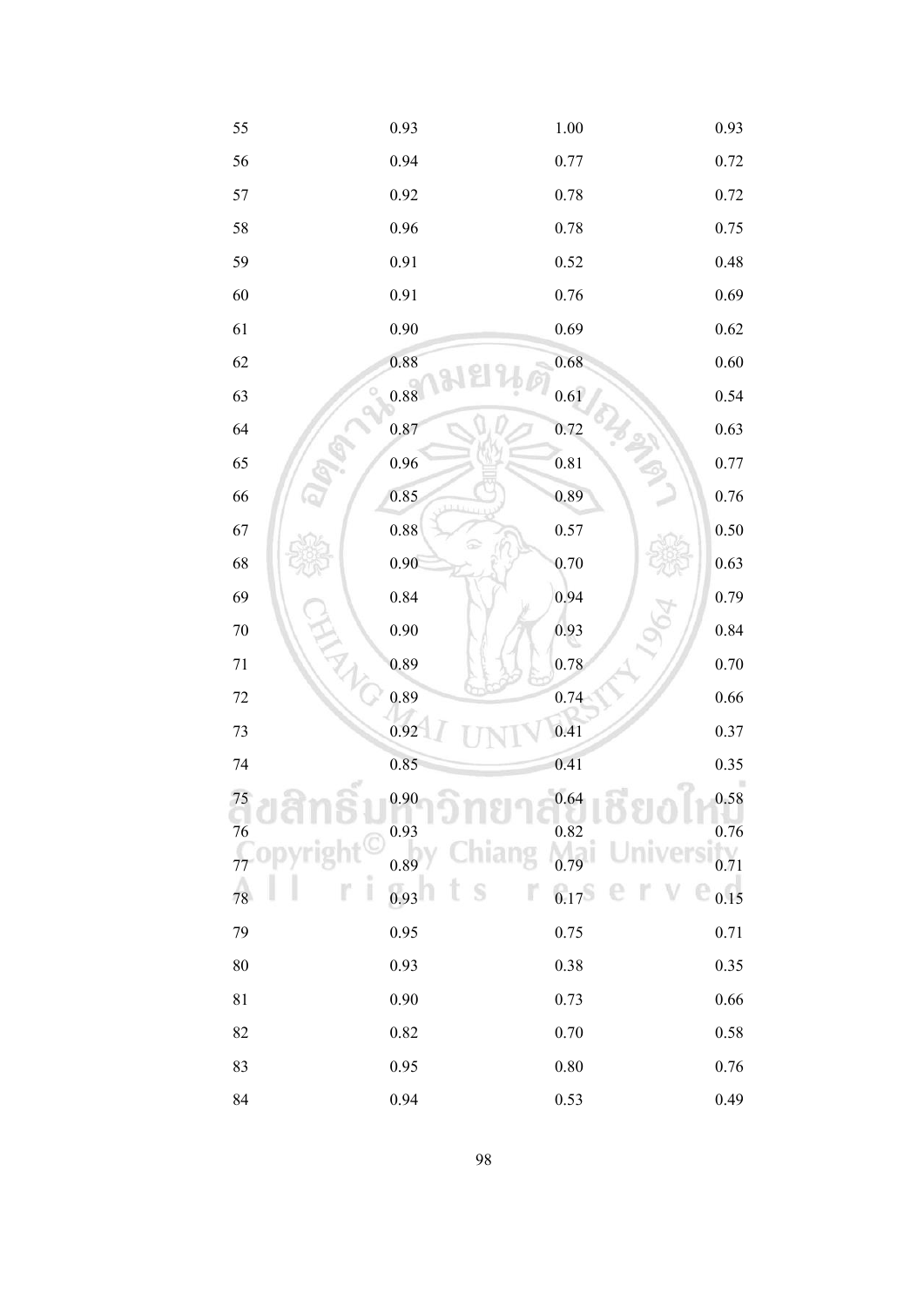|  |  |  |  |
|---|---|---|---|
| 55 | 0.93 | 1.00 | 0.93 |
| 56 | 0.94 | 0.77 | 0.72 |
| 57 | 0.92 | 0.78 | 0.72 |
| 58 | 0.96 | 0.78 | 0.75 |
| 59 | 0.91 | 0.52 | 0.48 |
| 60 | 0.91 | 0.76 | 0.69 |
| 61 | 0.90 | 0.69 | 0.62 |
| 62 | 0.88 | 0.68 | 0.60 |
| 63 | 0.88 | 0.61 | 0.54 |
| 64 | 0.87 | 0.72 | 0.63 |
| 65 | 0.96 | 0.81 | 0.77 |
| 66 | 0.85 | 0.89 | 0.76 |
| 67 | 0.88 | 0.57 | 0.50 |
| 68 | 0.90 | 0.70 | 0.63 |
| 69 | 0.84 | 0.94 | 0.79 |
| 70 | 0.90 | 0.93 | 0.84 |
| 71 | 0.89 | 0.78 | 0.70 |
| 72 | 0.89 | 0.74 | 0.66 |
| 73 | 0.92 | 0.41 | 0.37 |
| 74 | 0.85 | 0.41 | 0.35 |
| 75 | 0.90 | 0.64 | 0.58 |
| 76 | 0.93 | 0.82 | 0.76 |
| 77 | 0.89 | 0.79 | 0.71 |
| 78 | 0.93 | 0.17 | 0.15 |
| 79 | 0.95 | 0.75 | 0.71 |
| 80 | 0.93 | 0.38 | 0.35 |
| 81 | 0.90 | 0.73 | 0.66 |
| 82 | 0.82 | 0.70 | 0.58 |
| 83 | 0.95 | 0.80 | 0.76 |
| 84 | 0.94 | 0.53 | 0.49 |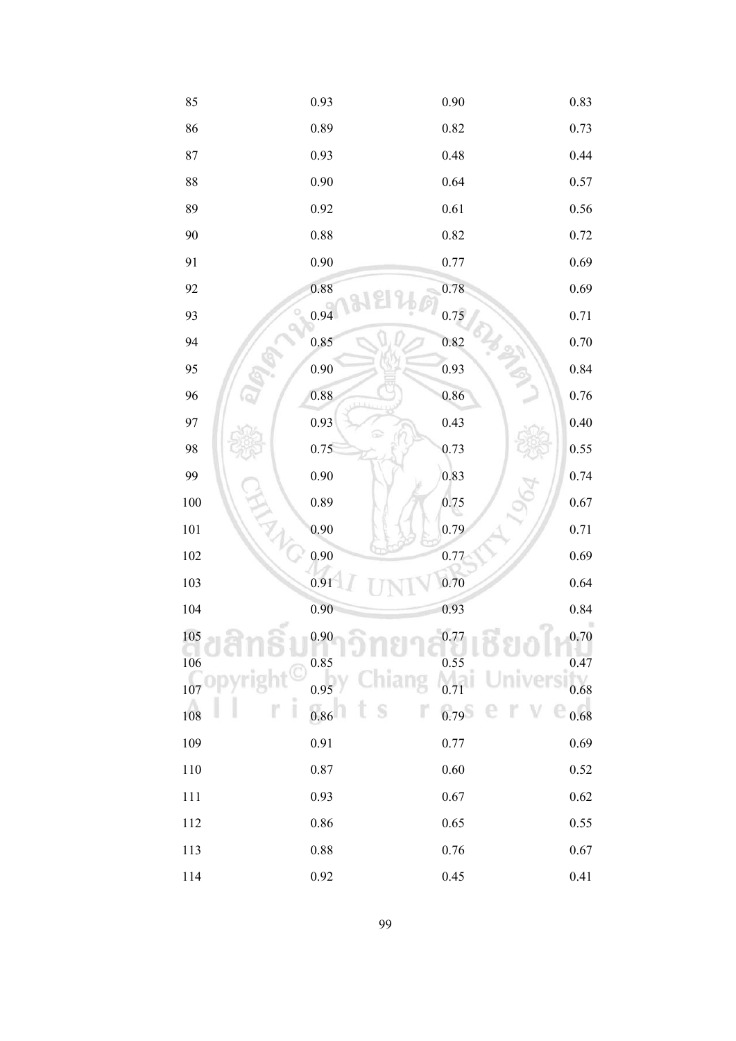| | | | |
|---|---|---|---|
| 85 | 0.93 | 0.90 | 0.83 |
| 86 | 0.89 | 0.82 | 0.73 |
| 87 | 0.93 | 0.48 | 0.44 |
| 88 | 0.90 | 0.64 | 0.57 |
| 89 | 0.92 | 0.61 | 0.56 |
| 90 | 0.88 | 0.82 | 0.72 |
| 91 | 0.90 | 0.77 | 0.69 |
| 92 | 0.88 | 0.78 | 0.69 |
| 93 | 0.94 | 0.75 | 0.71 |
| 94 | 0.85 | 0.82 | 0.70 |
| 95 | 0.90 | 0.93 | 0.84 |
| 96 | 0.88 | 0.86 | 0.76 |
| 97 | 0.93 | 0.43 | 0.40 |
| 98 | 0.75 | 0.73 | 0.55 |
| 99 | 0.90 | 0.83 | 0.74 |
| 100 | 0.89 | 0.75 | 0.67 |
| 101 | 0.90 | 0.79 | 0.71 |
| 102 | 0.90 | 0.77 | 0.69 |
| 103 | 0.91 | 0.70 | 0.64 |
| 104 | 0.90 | 0.93 | 0.84 |
| 105 | 0.90 | 0.77 | 0.70 |
| 106 | 0.85 | 0.55 | 0.47 |
| 107 | 0.95 | 0.71 | 0.68 |
| 108 | 0.86 | 0.79 | 0.68 |
| 109 | 0.91 | 0.77 | 0.69 |
| 110 | 0.87 | 0.60 | 0.52 |
| 111 | 0.93 | 0.67 | 0.62 |
| 112 | 0.86 | 0.65 | 0.55 |
| 113 | 0.88 | 0.76 | 0.67 |
| 114 | 0.92 | 0.45 | 0.41 |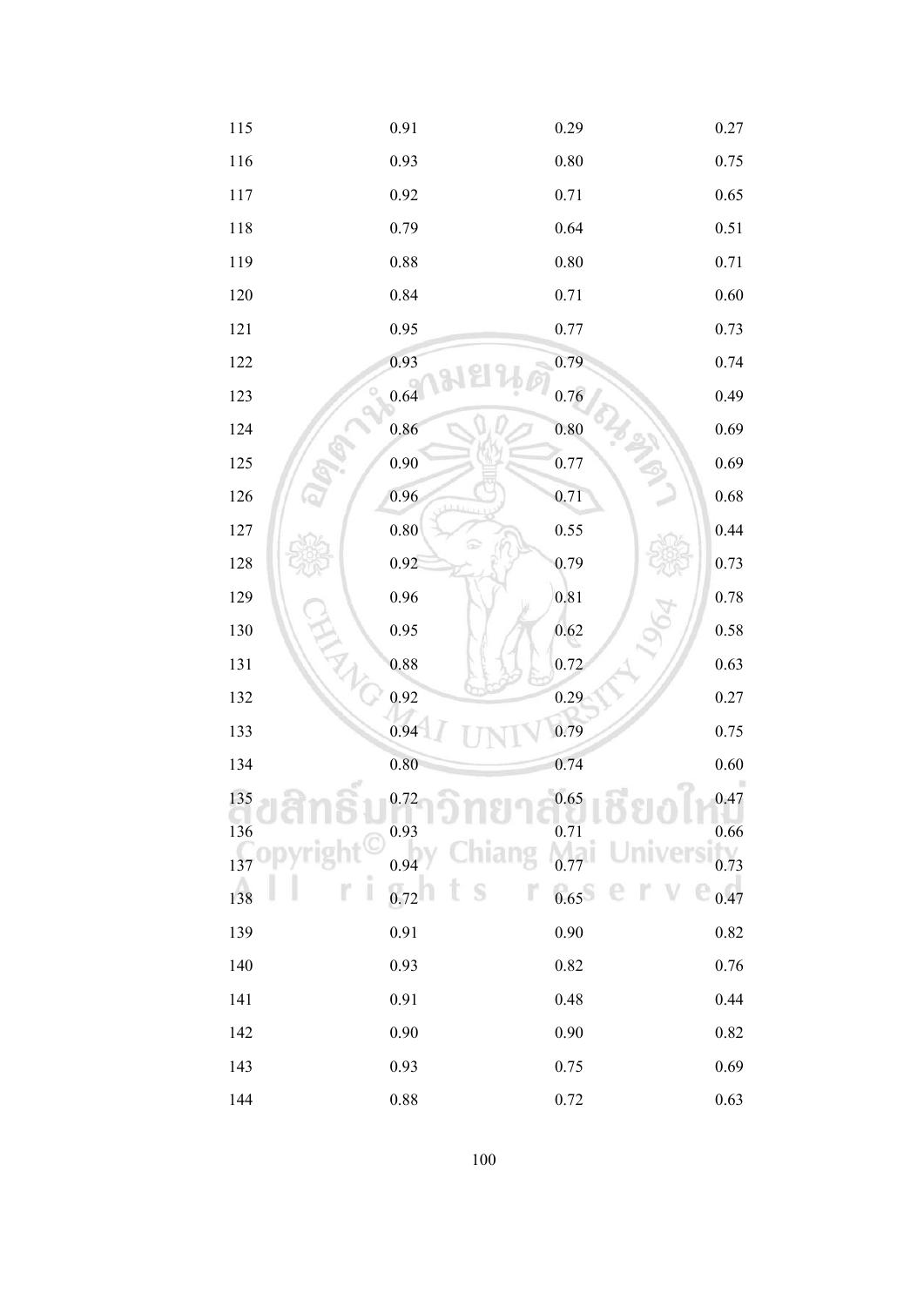| | | | |
|---|---|---|---|
| 115 | 0.91 | 0.29 | 0.27 |
| 116 | 0.93 | 0.80 | 0.75 |
| 117 | 0.92 | 0.71 | 0.65 |
| 118 | 0.79 | 0.64 | 0.51 |
| 119 | 0.88 | 0.80 | 0.71 |
| 120 | 0.84 | 0.71 | 0.60 |
| 121 | 0.95 | 0.77 | 0.73 |
| 122 | 0.93 | 0.79 | 0.74 |
| 123 | 0.64 | 0.76 | 0.49 |
| 124 | 0.86 | 0.80 | 0.69 |
| 125 | 0.90 | 0.77 | 0.69 |
| 126 | 0.96 | 0.71 | 0.68 |
| 127 | 0.80 | 0.55 | 0.44 |
| 128 | 0.92 | 0.79 | 0.73 |
| 129 | 0.96 | 0.81 | 0.78 |
| 130 | 0.95 | 0.62 | 0.58 |
| 131 | 0.88 | 0.72 | 0.63 |
| 132 | 0.92 | 0.29 | 0.27 |
| 133 | 0.94 | 0.79 | 0.75 |
| 134 | 0.80 | 0.74 | 0.60 |
| 135 | 0.72 | 0.65 | 0.47 |
| 136 | 0.93 | 0.71 | 0.66 |
| 137 | 0.94 | 0.77 | 0.73 |
| 138 | 0.72 | 0.65 | 0.47 |
| 139 | 0.91 | 0.90 | 0.82 |
| 140 | 0.93 | 0.82 | 0.76 |
| 141 | 0.91 | 0.48 | 0.44 |
| 142 | 0.90 | 0.90 | 0.82 |
| 143 | 0.93 | 0.75 | 0.69 |
| 144 | 0.88 | 0.72 | 0.63 |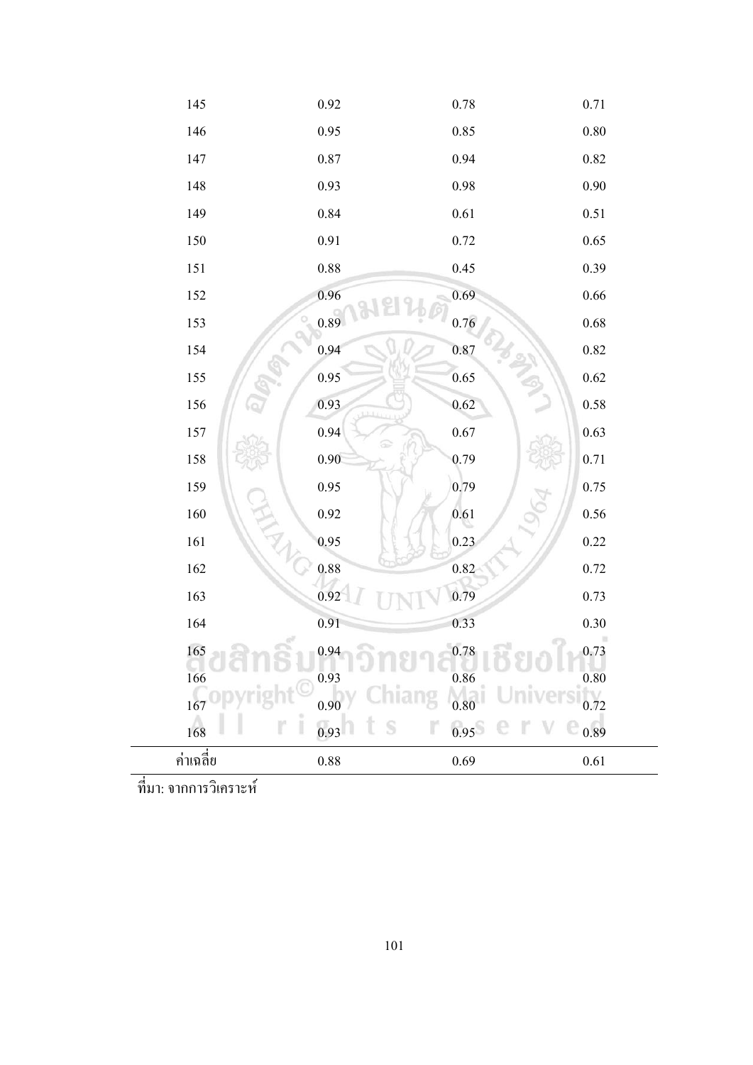| | | | |
|---|---|---|---|
| 145 | 0.92 | 0.78 | 0.71 |
| 146 | 0.95 | 0.85 | 0.80 |
| 147 | 0.87 | 0.94 | 0.82 |
| 148 | 0.93 | 0.98 | 0.90 |
| 149 | 0.84 | 0.61 | 0.51 |
| 150 | 0.91 | 0.72 | 0.65 |
| 151 | 0.88 | 0.45 | 0.39 |
| 152 | 0.96 | 0.69 | 0.66 |
| 153 | 0.89 | 0.76 | 0.68 |
| 154 | 0.94 | 0.87 | 0.82 |
| 155 | 0.95 | 0.65 | 0.62 |
| 156 | 0.93 | 0.62 | 0.58 |
| 157 | 0.94 | 0.67 | 0.63 |
| 158 | 0.90 | 0.79 | 0.71 |
| 159 | 0.95 | 0.79 | 0.75 |
| 160 | 0.92 | 0.61 | 0.56 |
| 161 | 0.95 | 0.23 | 0.22 |
| 162 | 0.88 | 0.82 | 0.72 |
| 163 | 0.92 | 0.79 | 0.73 |
| 164 | 0.91 | 0.33 | 0.30 |
| 165 | 0.94 | 0.78 | 0.73 |
| 166 | 0.93 | 0.86 | 0.80 |
| 167 | 0.90 | 0.80 | 0.72 |
| 168 | 0.93 | 0.95 | 0.89 |
| ค่าเฉลี่ย | 0.88 | 0.69 | 0.61 |

ที่มา: จากการวิเคราะห์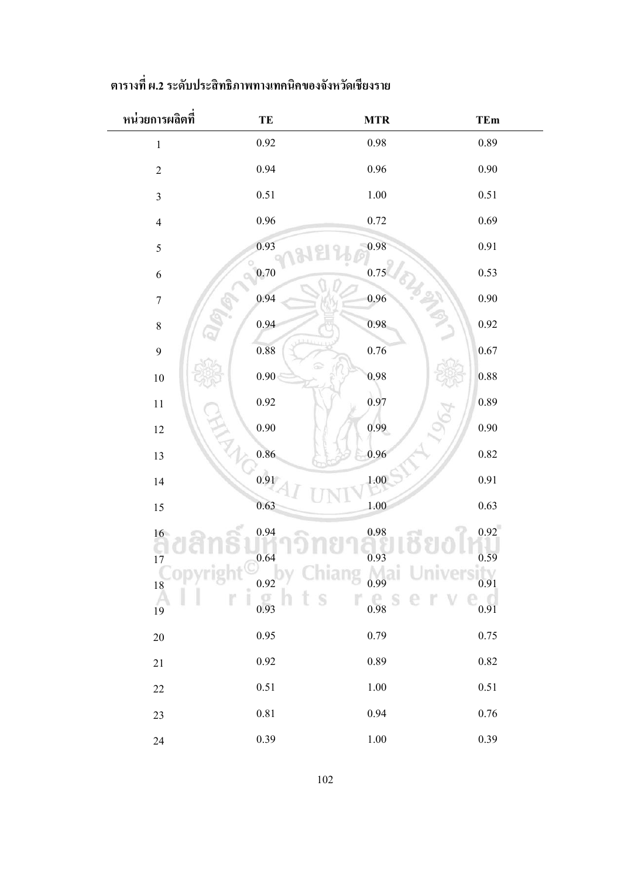**ตารางที่ ผ.2 ระดับประสิทธิภาพทางเทคนิคของจังหวัดเชียงราย**

| หน่วยการผลิตที่ | TE | MTR | TEm |
|---|---|---|---|
| 1 | 0.92 | 0.98 | 0.89 |
| 2 | 0.94 | 0.96 | 0.90 |
| 3 | 0.51 | 1.00 | 0.51 |
| 4 | 0.96 | 0.72 | 0.69 |
| 5 | 0.93 | 0.98 | 0.91 |
| 6 | 0.70 | 0.75 | 0.53 |
| 7 | 0.94 | 0.96 | 0.90 |
| 8 | 0.94 | 0.98 | 0.92 |
| 9 | 0.88 | 0.76 | 0.67 |
| 10 | 0.90 | 0.98 | 0.88 |
| 11 | 0.92 | 0.97 | 0.89 |
| 12 | 0.90 | 0.99 | 0.90 |
| 13 | 0.86 | 0.96 | 0.82 |
| 14 | 0.91 | 1.00 | 0.91 |
| 15 | 0.63 | 1.00 | 0.63 |
| 16 | 0.94 | 0.98 | 0.92 |
| 17 | 0.64 | 0.93 | 0.59 |
| 18 | 0.92 | 0.99 | 0.91 |
| 19 | 0.93 | 0.98 | 0.91 |
| 20 | 0.95 | 0.79 | 0.75 |
| 21 | 0.92 | 0.89 | 0.82 |
| 22 | 0.51 | 1.00 | 0.51 |
| 23 | 0.81 | 0.94 | 0.76 |
| 24 | 0.39 | 1.00 | 0.39 |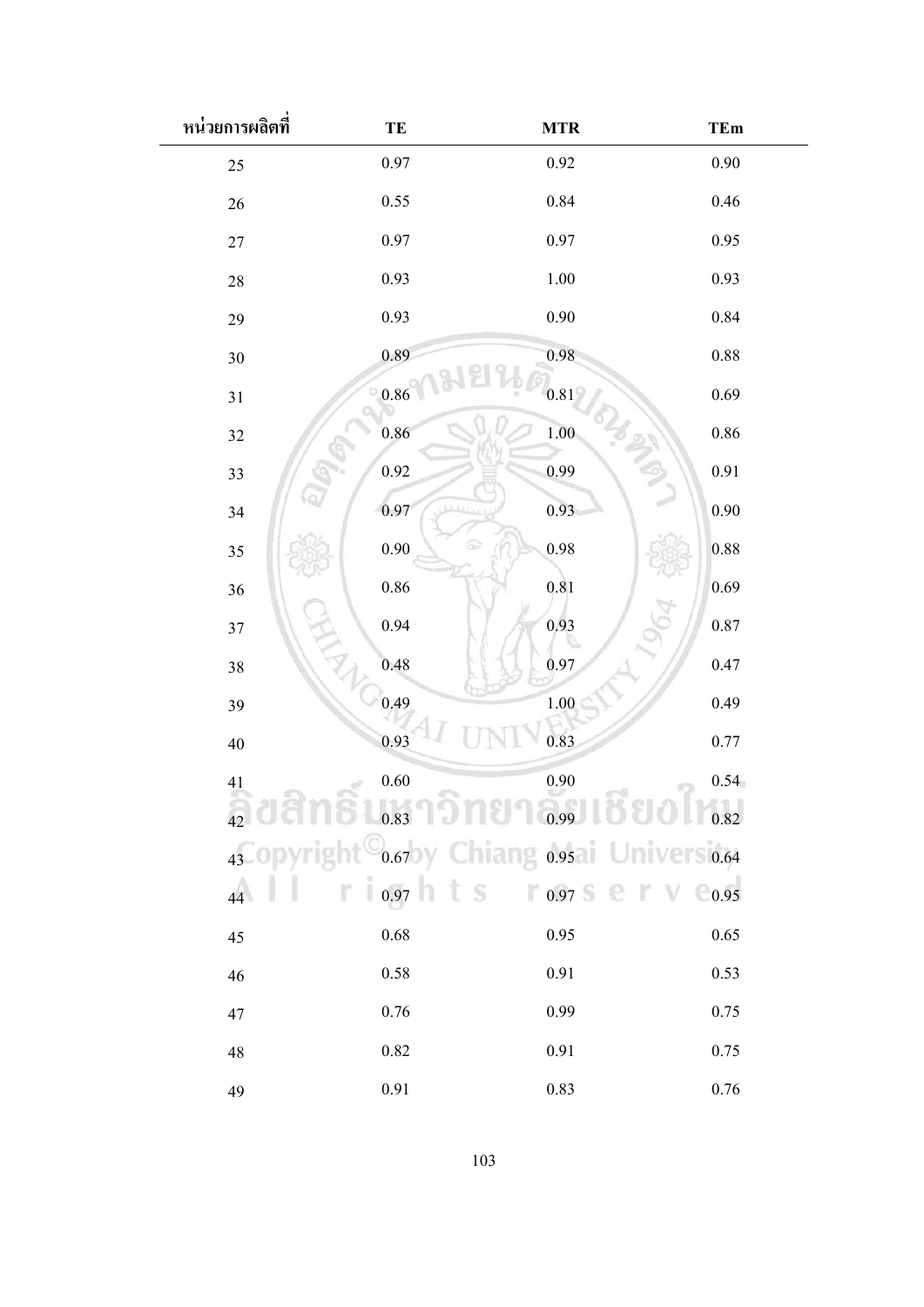| หน่วยการผลิตที่ | TE | MTR | TEm |
|---|---|---|---|
| 25 | 0.97 | 0.92 | 0.90 |
| 26 | 0.55 | 0.84 | 0.46 |
| 27 | 0.97 | 0.97 | 0.95 |
| 28 | 0.93 | 1.00 | 0.93 |
| 29 | 0.93 | 0.90 | 0.84 |
| 30 | 0.89 | 0.98 | 0.88 |
| 31 | 0.86 | 0.81 | 0.69 |
| 32 | 0.86 | 1.00 | 0.86 |
| 33 | 0.92 | 0.99 | 0.91 |
| 34 | 0.97 | 0.93 | 0.90 |
| 35 | 0.90 | 0.98 | 0.88 |
| 36 | 0.86 | 0.81 | 0.69 |
| 37 | 0.94 | 0.93 | 0.87 |
| 38 | 0.48 | 0.97 | 0.47 |
| 39 | 0.49 | 1.00 | 0.49 |
| 40 | 0.93 | 0.83 | 0.77 |
| 41 | 0.60 | 0.90 | 0.54 |
| 42 | 0.83 | 0.99 | 0.82 |
| 43 | 0.67 | 0.95 | 0.64 |
| 44 | 0.97 | 0.97 | 0.95 |
| 45 | 0.68 | 0.95 | 0.65 |
| 46 | 0.58 | 0.91 | 0.53 |
| 47 | 0.76 | 0.99 | 0.75 |
| 48 | 0.82 | 0.91 | 0.75 |
| 49 | 0.91 | 0.83 | 0.76 |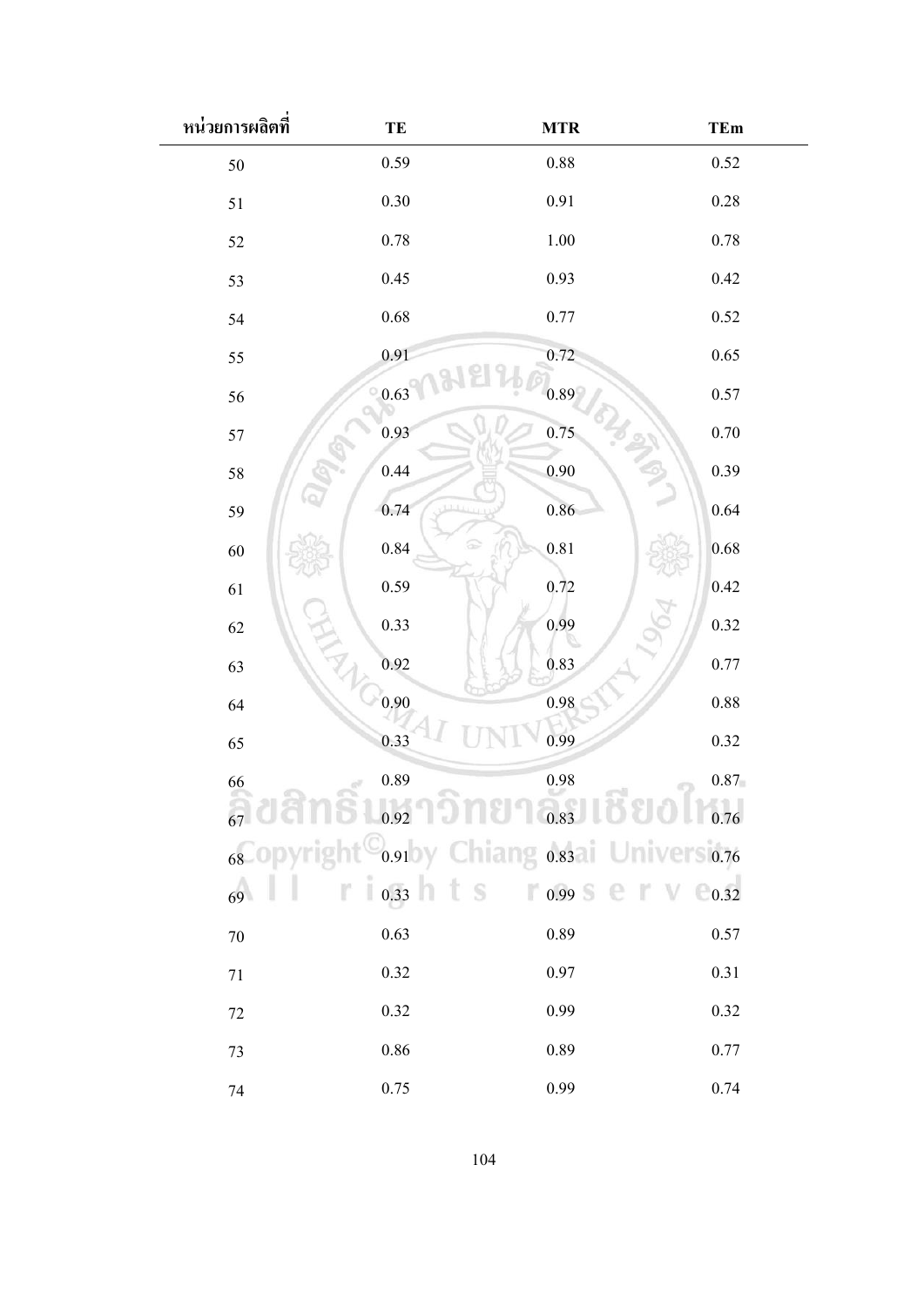| หน่วยการผลิตที่ | TE | MTR | TEm |
|---|---|---|---|
| 50 | 0.59 | 0.88 | 0.52 |
| 51 | 0.30 | 0.91 | 0.28 |
| 52 | 0.78 | 1.00 | 0.78 |
| 53 | 0.45 | 0.93 | 0.42 |
| 54 | 0.68 | 0.77 | 0.52 |
| 55 | 0.91 | 0.72 | 0.65 |
| 56 | 0.63 | 0.89 | 0.57 |
| 57 | 0.93 | 0.75 | 0.70 |
| 58 | 0.44 | 0.90 | 0.39 |
| 59 | 0.74 | 0.86 | 0.64 |
| 60 | 0.84 | 0.81 | 0.68 |
| 61 | 0.59 | 0.72 | 0.42 |
| 62 | 0.33 | 0.99 | 0.32 |
| 63 | 0.92 | 0.83 | 0.77 |
| 64 | 0.90 | 0.98 | 0.88 |
| 65 | 0.33 | 0.99 | 0.32 |
| 66 | 0.89 | 0.98 | 0.87 |
| 67 | 0.92 | 0.83 | 0.76 |
| 68 | 0.91 | 0.83 | 0.76 |
| 69 | 0.33 | 0.99 | 0.32 |
| 70 | 0.63 | 0.89 | 0.57 |
| 71 | 0.32 | 0.97 | 0.31 |
| 72 | 0.32 | 0.99 | 0.32 |
| 73 | 0.86 | 0.89 | 0.77 |
| 74 | 0.75 | 0.99 | 0.74 |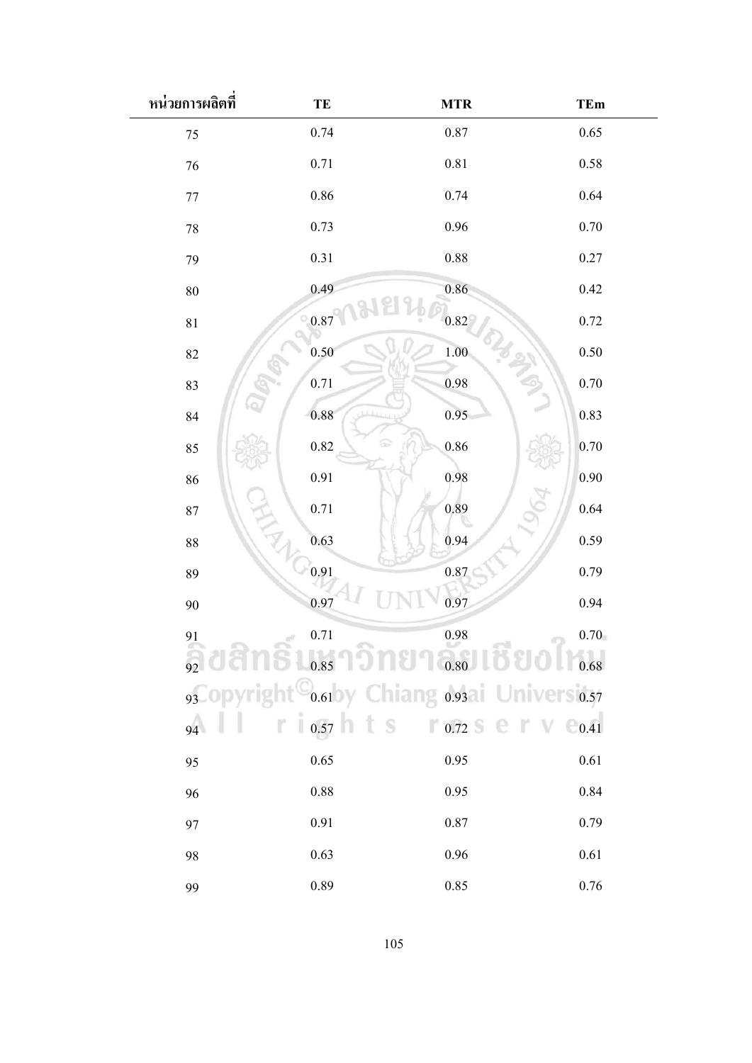| หน่วยการผลิตที่ | TE | MTR | TEm |
|---|---|---|---|
| 75 | 0.74 | 0.87 | 0.65 |
| 76 | 0.71 | 0.81 | 0.58 |
| 77 | 0.86 | 0.74 | 0.64 |
| 78 | 0.73 | 0.96 | 0.70 |
| 79 | 0.31 | 0.88 | 0.27 |
| 80 | 0.49 | 0.86 | 0.42 |
| 81 | 0.87 | 0.82 | 0.72 |
| 82 | 0.50 | 1.00 | 0.50 |
| 83 | 0.71 | 0.98 | 0.70 |
| 84 | 0.88 | 0.95 | 0.83 |
| 85 | 0.82 | 0.86 | 0.70 |
| 86 | 0.91 | 0.98 | 0.90 |
| 87 | 0.71 | 0.89 | 0.64 |
| 88 | 0.63 | 0.94 | 0.59 |
| 89 | 0.91 | 0.87 | 0.79 |
| 90 | 0.97 | 0.97 | 0.94 |
| 91 | 0.71 | 0.98 | 0.70 |
| 92 | 0.85 | 0.80 | 0.68 |
| 93 | 0.61 | 0.93 | 0.57 |
| 94 | 0.57 | 0.72 | 0.41 |
| 95 | 0.65 | 0.95 | 0.61 |
| 96 | 0.88 | 0.95 | 0.84 |
| 97 | 0.91 | 0.87 | 0.79 |
| 98 | 0.63 | 0.96 | 0.61 |
| 99 | 0.89 | 0.85 | 0.76 |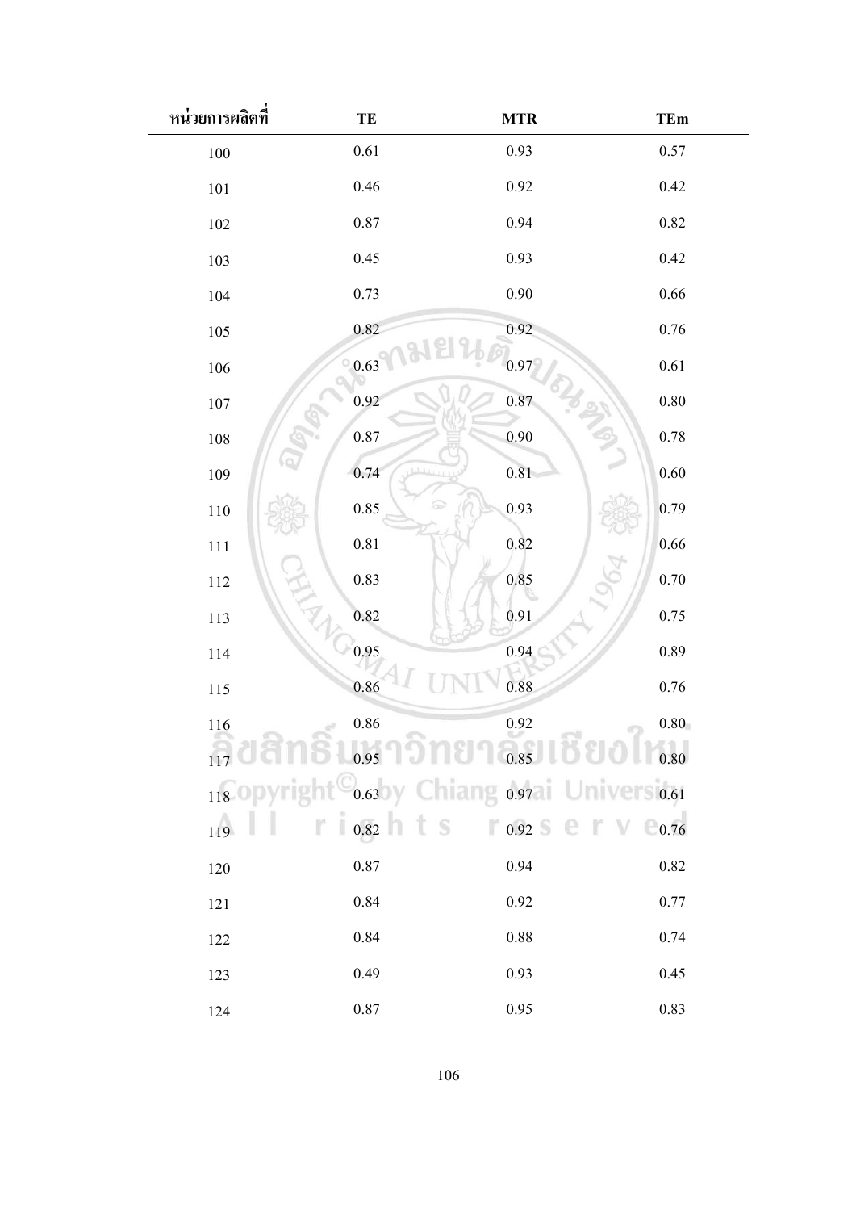| หน่วยการผลิตที่ | TE | MTR | TEm |
|---|---|---|---|
| 100 | 0.61 | 0.93 | 0.57 |
| 101 | 0.46 | 0.92 | 0.42 |
| 102 | 0.87 | 0.94 | 0.82 |
| 103 | 0.45 | 0.93 | 0.42 |
| 104 | 0.73 | 0.90 | 0.66 |
| 105 | 0.82 | 0.92 | 0.76 |
| 106 | 0.63 | 0.97 | 0.61 |
| 107 | 0.92 | 0.87 | 0.80 |
| 108 | 0.87 | 0.90 | 0.78 |
| 109 | 0.74 | 0.81 | 0.60 |
| 110 | 0.85 | 0.93 | 0.79 |
| 111 | 0.81 | 0.82 | 0.66 |
| 112 | 0.83 | 0.85 | 0.70 |
| 113 | 0.82 | 0.91 | 0.75 |
| 114 | 0.95 | 0.94 | 0.89 |
| 115 | 0.86 | 0.88 | 0.76 |
| 116 | 0.86 | 0.92 | 0.80 |
| 117 | 0.95 | 0.85 | 0.80 |
| 118 | 0.63 | 0.97 | 0.61 |
| 119 | 0.82 | 0.92 | 0.76 |
| 120 | 0.87 | 0.94 | 0.82 |
| 121 | 0.84 | 0.92 | 0.77 |
| 122 | 0.84 | 0.88 | 0.74 |
| 123 | 0.49 | 0.93 | 0.45 |
| 124 | 0.87 | 0.95 | 0.83 |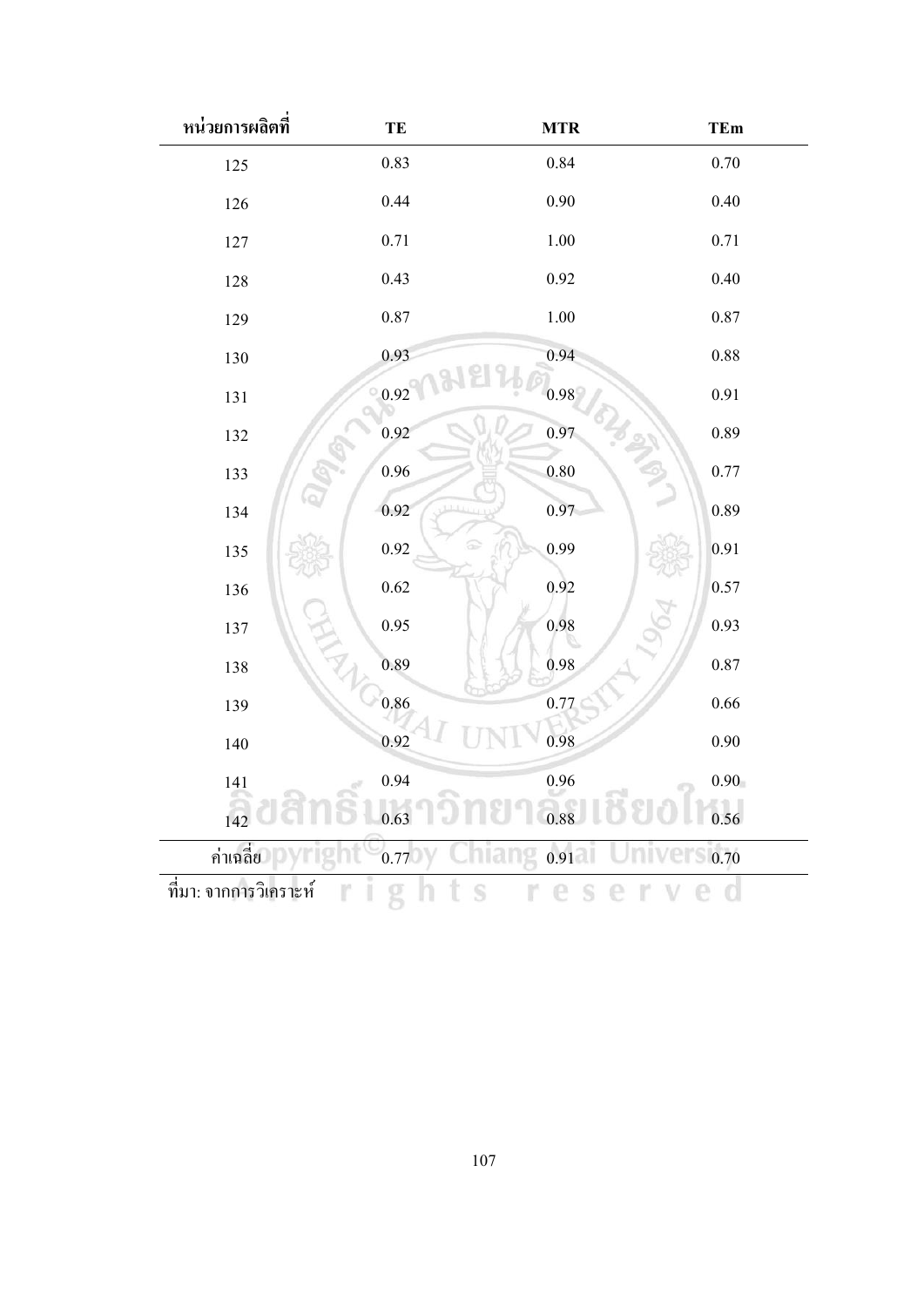| หน่วยการผลิตที่ | TE | MTR | TEm |
|---|---|---|---|
| 125 | 0.83 | 0.84 | 0.70 |
| 126 | 0.44 | 0.90 | 0.40 |
| 127 | 0.71 | 1.00 | 0.71 |
| 128 | 0.43 | 0.92 | 0.40 |
| 129 | 0.87 | 1.00 | 0.87 |
| 130 | 0.93 | 0.94 | 0.88 |
| 131 | 0.92 | 0.98 | 0.91 |
| 132 | 0.92 | 0.97 | 0.89 |
| 133 | 0.96 | 0.80 | 0.77 |
| 134 | 0.92 | 0.97 | 0.89 |
| 135 | 0.92 | 0.99 | 0.91 |
| 136 | 0.62 | 0.92 | 0.57 |
| 137 | 0.95 | 0.98 | 0.93 |
| 138 | 0.89 | 0.98 | 0.87 |
| 139 | 0.86 | 0.77 | 0.66 |
| 140 | 0.92 | 0.98 | 0.90 |
| 141 | 0.94 | 0.96 | 0.90 |
| 142 | 0.63 | 0.88 | 0.56 |
| ค่าเฉลี่ย | 0.77 | 0.91 | 0.70 |

ที่มา: จากการวิเคราะห์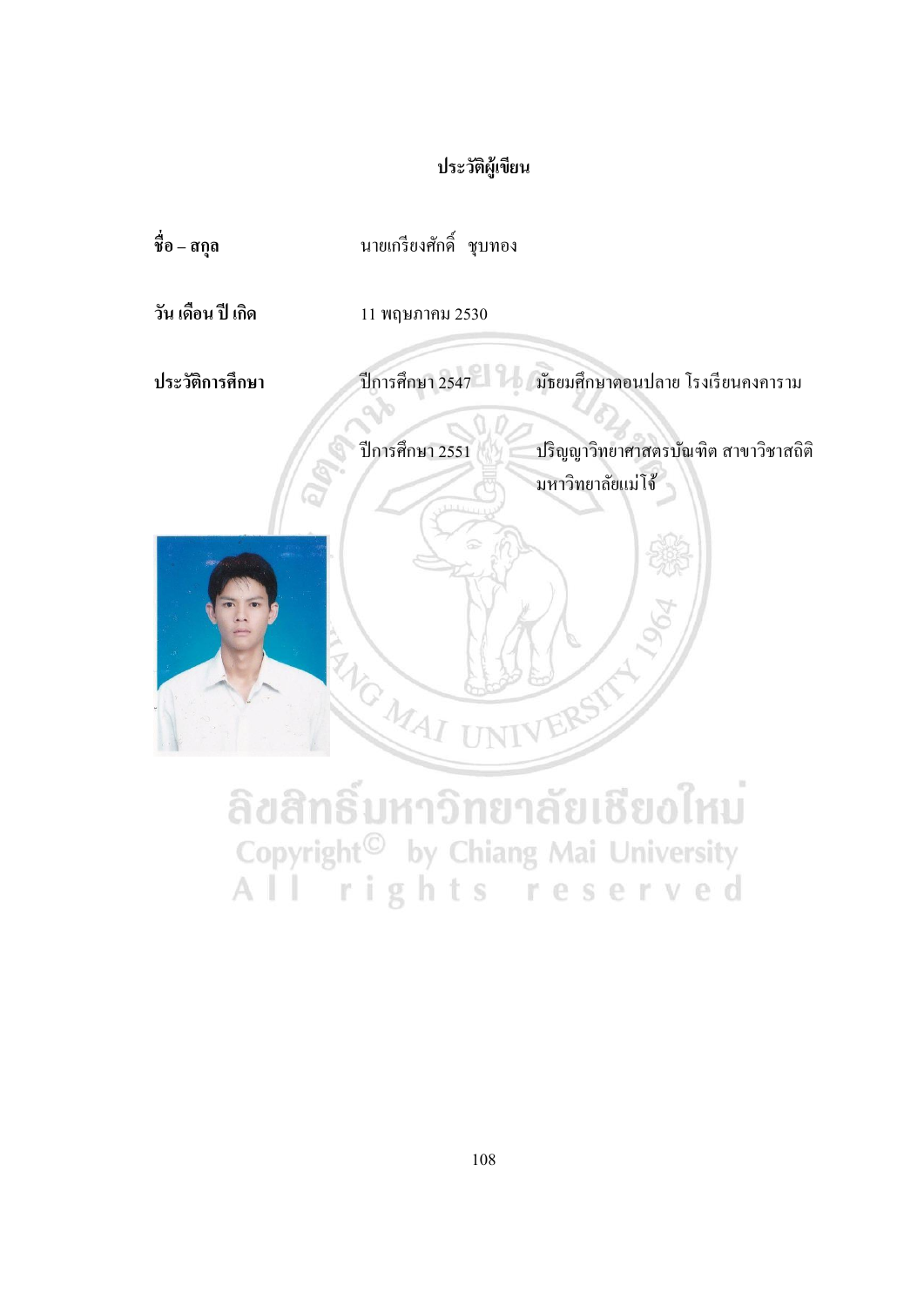# ประวัติผู้เขียน

| | | |
|---|---|---|
| **ชื่อ – สกุล** | นายเกรียงศักดิ์ ชุบทอง | |
| **วัน เดือน ปี เกิด** | 11 พฤษภาคม 2530 | |
| **ประวัติการศึกษา** | ปีการศึกษา 2547 | มัธยมศึกษาตอนปลาย โรงเรียนคงคาราม |
| | ปีการศึกษา 2551 | ปริญญาวิทยาศาสตรบัณฑิต สาขาวิชาสถิติ มหาวิทยาลัยแม่โจ้ |

ลิขสิทธิ์มหาวิทยาลัยเชียงใหม่
Copyright© by Chiang Mai University
All rights reserved